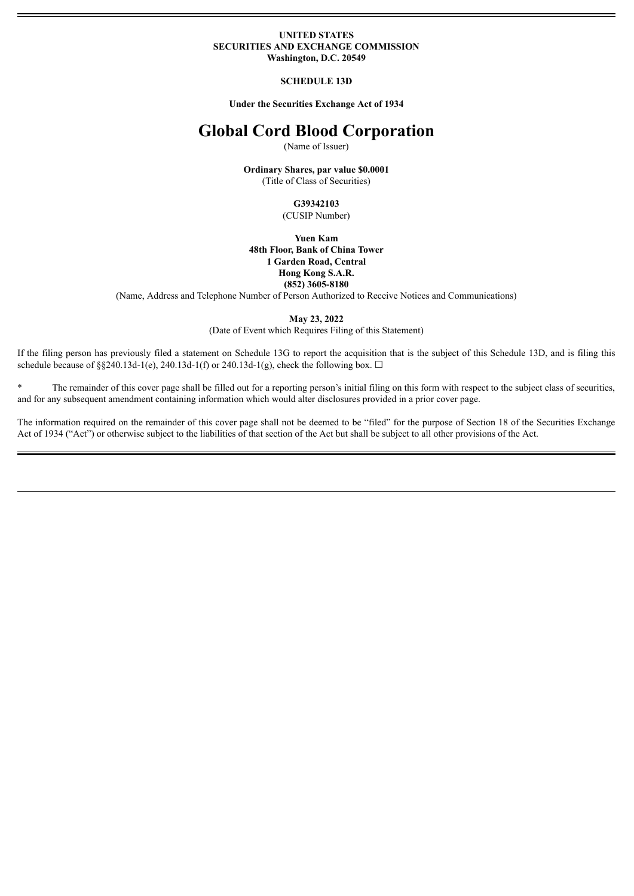**UNITED STATES**
**SECURITIES AND EXCHANGE COMMISSION**
**Washington, D.C. 20549**

**SCHEDULE 13D**

**Under the Securities Exchange Act of 1934**

# Global Cord Blood Corporation

(Name of Issuer)

**Ordinary Shares, par value $0.0001**
(Title of Class of Securities)

**G39342103**
(CUSIP Number)

**Yuen Kam**
**48th Floor, Bank of China Tower**
**1 Garden Road, Central**
**Hong Kong S.A.R.**
**(852) 3605-8180**
(Name, Address and Telephone Number of Person Authorized to Receive Notices and Communications)

**May 23, 2022**
(Date of Event which Requires Filing of this Statement)

If the filing person has previously filed a statement on Schedule 13G to report the acquisition that is the subject of this Schedule 13D, and is filing this schedule because of §§240.13d-1(e), 240.13d-1(f) or 240.13d-1(g), check the following box. ☐

\* The remainder of this cover page shall be filled out for a reporting person's initial filing on this form with respect to the subject class of securities, and for any subsequent amendment containing information which would alter disclosures provided in a prior cover page.

The information required on the remainder of this cover page shall not be deemed to be "filed" for the purpose of Section 18 of the Securities Exchange Act of 1934 ("Act") or otherwise subject to the liabilities of that section of the Act but shall be subject to all other provisions of the Act.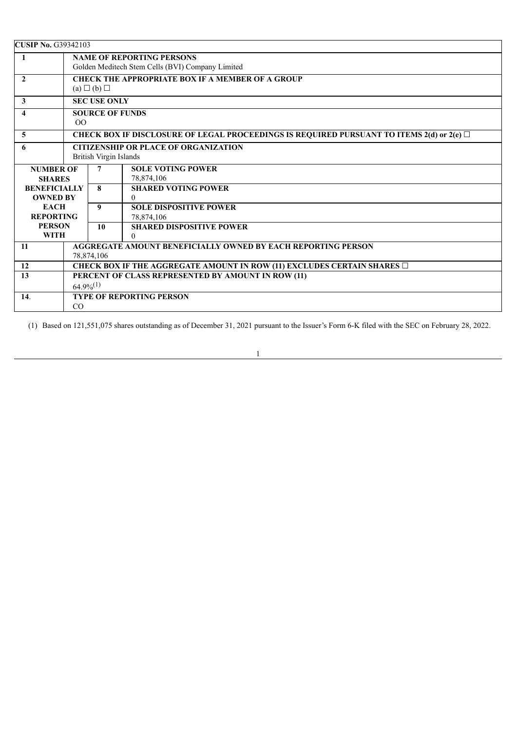**CUSIP No.** G39342103

| | | | |
|---|---|---|---|
| **1** | **NAME OF REPORTING PERSONS**<br>Golden Meditech Stem Cells (BVI) Company Limited | | |
| **2** | **CHECK THE APPROPRIATE BOX IF A MEMBER OF A GROUP**<br>(a) ☐ (b) ☐ | | |
| **3** | **SEC USE ONLY** | | |
| **4** | **SOURCE OF FUNDS**<br>OO | | |
| **5** | **CHECK BOX IF DISCLOSURE OF LEGAL PROCEEDINGS IS REQUIRED PURSUANT TO ITEMS 2(d) or 2(e)** ☐ | | |
| **6** | **CITIZENSHIP OR PLACE OF ORGANIZATION**<br>British Virgin Islands | | |
| **NUMBER OF SHARES BENEFICIALLY OWNED BY EACH REPORTING PERSON WITH** | | **7** | **SOLE VOTING POWER**<br>78,874,106 |
| | | **8** | **SHARED VOTING POWER**<br>0 |
| | | **9** | **SOLE DISPOSITIVE POWER**<br>78,874,106 |
| | | **10** | **SHARED DISPOSITIVE POWER**<br>0 |
| **11** | **AGGREGATE AMOUNT BENEFICIALLY OWNED BY EACH REPORTING PERSON**<br>78,874,106 | | |
| **12** | **CHECK BOX IF THE AGGREGATE AMOUNT IN ROW (11) EXCLUDES CERTAIN SHARES** ☐ | | |
| **13** | **PERCENT OF CLASS REPRESENTED BY AMOUNT IN ROW (11)**<br>64.9%(1) | | |
| **14**. | **TYPE OF REPORTING PERSON**<br>CO | | |

(1) Based on 121,551,075 shares outstanding as of December 31, 2021 pursuant to the Issuer's Form 6-K filed with the SEC on February 28, 2022.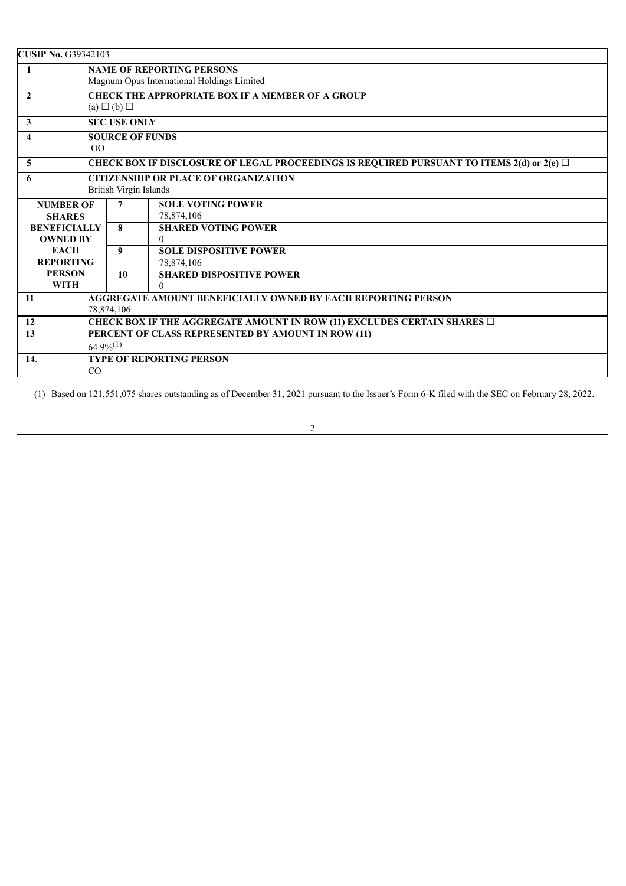**CUSIP No.** G39342103

| | | | |
|---|---|---|---|
| **1** | **NAME OF REPORTING PERSONS**<br>Magnum Opus International Holdings Limited | | |
| **2** | **CHECK THE APPROPRIATE BOX IF A MEMBER OF A GROUP**<br>(a) ☐ (b) ☐ | | |
| **3** | **SEC USE ONLY** | | |
| **4** | **SOURCE OF FUNDS**<br>OO | | |
| **5** | **CHECK BOX IF DISCLOSURE OF LEGAL PROCEEDINGS IS REQUIRED PURSUANT TO ITEMS 2(d) or 2(e)** ☐ | | |
| **6** | **CITIZENSHIP OR PLACE OF ORGANIZATION**<br>British Virgin Islands | | |
| **NUMBER OF SHARES BENEFICIALLY OWNED BY EACH REPORTING PERSON WITH** | **7** | **SOLE VOTING POWER**<br>78,874,106 | |
| | **8** | **SHARED VOTING POWER**<br>0 | |
| | **9** | **SOLE DISPOSITIVE POWER**<br>78,874,106 | |
| | **10** | **SHARED DISPOSITIVE POWER**<br>0 | |
| **11** | **AGGREGATE AMOUNT BENEFICIALLY OWNED BY EACH REPORTING PERSON**<br>78,874,106 | | |
| **12** | **CHECK BOX IF THE AGGREGATE AMOUNT IN ROW (11) EXCLUDES CERTAIN SHARES** ☐ | | |
| **13** | **PERCENT OF CLASS REPRESENTED BY AMOUNT IN ROW (11)**<br>64.9%(1) | | |
| **14**. | **TYPE OF REPORTING PERSON**<br>CO | | |

(1) Based on 121,551,075 shares outstanding as of December 31, 2021 pursuant to the Issuer's Form 6-K filed with the SEC on February 28, 2022.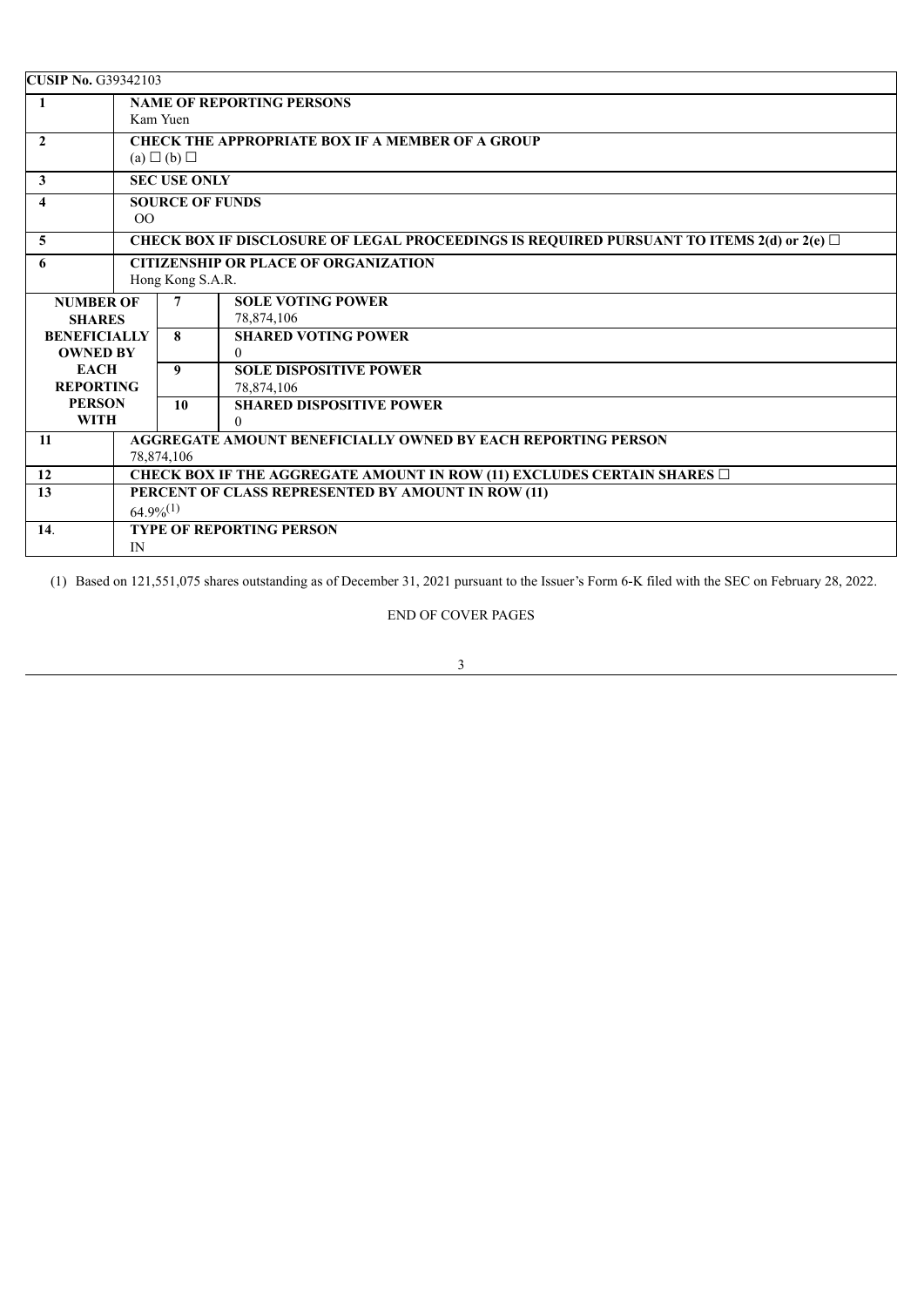**CUSIP No.** G39342103

| | | | |
|---|---|---|---|
| **1** | **NAME OF REPORTING PERSONS**<br>Kam Yuen | | |
| **2** | **CHECK THE APPROPRIATE BOX IF A MEMBER OF A GROUP**<br>(a) ☐ (b) ☐ | | |
| **3** | **SEC USE ONLY** | | |
| **4** | **SOURCE OF FUNDS**<br>OO | | |
| **5** | **CHECK BOX IF DISCLOSURE OF LEGAL PROCEEDINGS IS REQUIRED PURSUANT TO ITEMS 2(d) or 2(e)** ☐ | | |
| **6** | **CITIZENSHIP OR PLACE OF ORGANIZATION**<br>Hong Kong S.A.R. | | |
| **NUMBER OF SHARES BENEFICIALLY OWNED BY EACH REPORTING PERSON WITH** | | **7** | **SOLE VOTING POWER**<br>78,874,106 |
| | | **8** | **SHARED VOTING POWER**<br>0 |
| | | **9** | **SOLE DISPOSITIVE POWER**<br>78,874,106 |
| | | **10** | **SHARED DISPOSITIVE POWER**<br>0 |
| **11** | **AGGREGATE AMOUNT BENEFICIALLY OWNED BY EACH REPORTING PERSON**<br>78,874,106 | | |
| **12** | **CHECK BOX IF THE AGGREGATE AMOUNT IN ROW (11) EXCLUDES CERTAIN SHARES** ☐ | | |
| **13** | **PERCENT OF CLASS REPRESENTED BY AMOUNT IN ROW (11)**<br>64.9%(1) | | |
| **14**. | **TYPE OF REPORTING PERSON**<br>IN | | |

(1) Based on 121,551,075 shares outstanding as of December 31, 2021 pursuant to the Issuer's Form 6-K filed with the SEC on February 28, 2022.

END OF COVER PAGES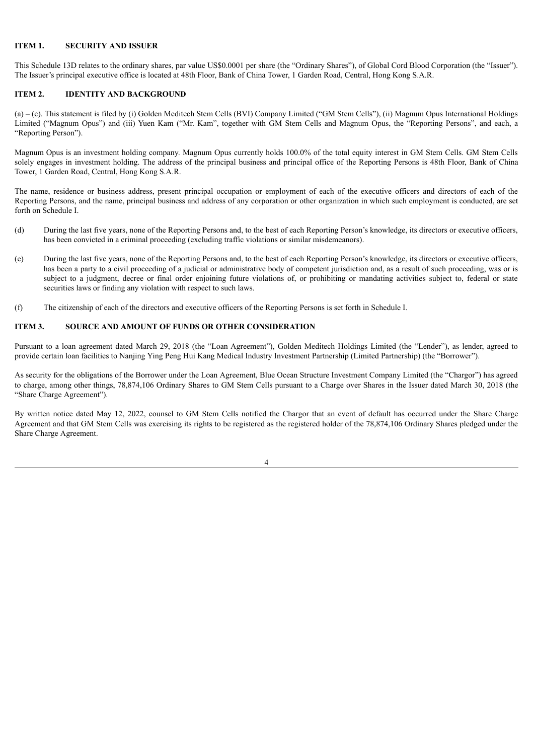## ITEM 1. SECURITY AND ISSUER

This Schedule 13D relates to the ordinary shares, par value US$0.0001 per share (the "Ordinary Shares"), of Global Cord Blood Corporation (the "Issuer"). The Issuer's principal executive office is located at 48th Floor, Bank of China Tower, 1 Garden Road, Central, Hong Kong S.A.R.

## ITEM 2. IDENTITY AND BACKGROUND

(a) – (c). This statement is filed by (i) Golden Meditech Stem Cells (BVI) Company Limited ("GM Stem Cells"), (ii) Magnum Opus International Holdings Limited ("Magnum Opus") and (iii) Yuen Kam ("Mr. Kam", together with GM Stem Cells and Magnum Opus, the "Reporting Persons", and each, a "Reporting Person").

Magnum Opus is an investment holding company. Magnum Opus currently holds 100.0% of the total equity interest in GM Stem Cells. GM Stem Cells solely engages in investment holding. The address of the principal business and principal office of the Reporting Persons is 48th Floor, Bank of China Tower, 1 Garden Road, Central, Hong Kong S.A.R.

The name, residence or business address, present principal occupation or employment of each of the executive officers and directors of each of the Reporting Persons, and the name, principal business and address of any corporation or other organization in which such employment is conducted, are set forth on Schedule I.

(d) During the last five years, none of the Reporting Persons and, to the best of each Reporting Person's knowledge, its directors or executive officers, has been convicted in a criminal proceeding (excluding traffic violations or similar misdemeanors).

(e) During the last five years, none of the Reporting Persons and, to the best of each Reporting Person's knowledge, its directors or executive officers, has been a party to a civil proceeding of a judicial or administrative body of competent jurisdiction and, as a result of such proceeding, was or is subject to a judgment, decree or final order enjoining future violations of, or prohibiting or mandating activities subject to, federal or state securities laws or finding any violation with respect to such laws.

(f) The citizenship of each of the directors and executive officers of the Reporting Persons is set forth in Schedule I.

## ITEM 3. SOURCE AND AMOUNT OF FUNDS OR OTHER CONSIDERATION

Pursuant to a loan agreement dated March 29, 2018 (the "Loan Agreement"), Golden Meditech Holdings Limited (the "Lender"), as lender, agreed to provide certain loan facilities to Nanjing Ying Peng Hui Kang Medical Industry Investment Partnership (Limited Partnership) (the "Borrower").

As security for the obligations of the Borrower under the Loan Agreement, Blue Ocean Structure Investment Company Limited (the "Chargor") has agreed to charge, among other things, 78,874,106 Ordinary Shares to GM Stem Cells pursuant to a Charge over Shares in the Issuer dated March 30, 2018 (the "Share Charge Agreement").

By written notice dated May 12, 2022, counsel to GM Stem Cells notified the Chargor that an event of default has occurred under the Share Charge Agreement and that GM Stem Cells was exercising its rights to be registered as the registered holder of the 78,874,106 Ordinary Shares pledged under the Share Charge Agreement.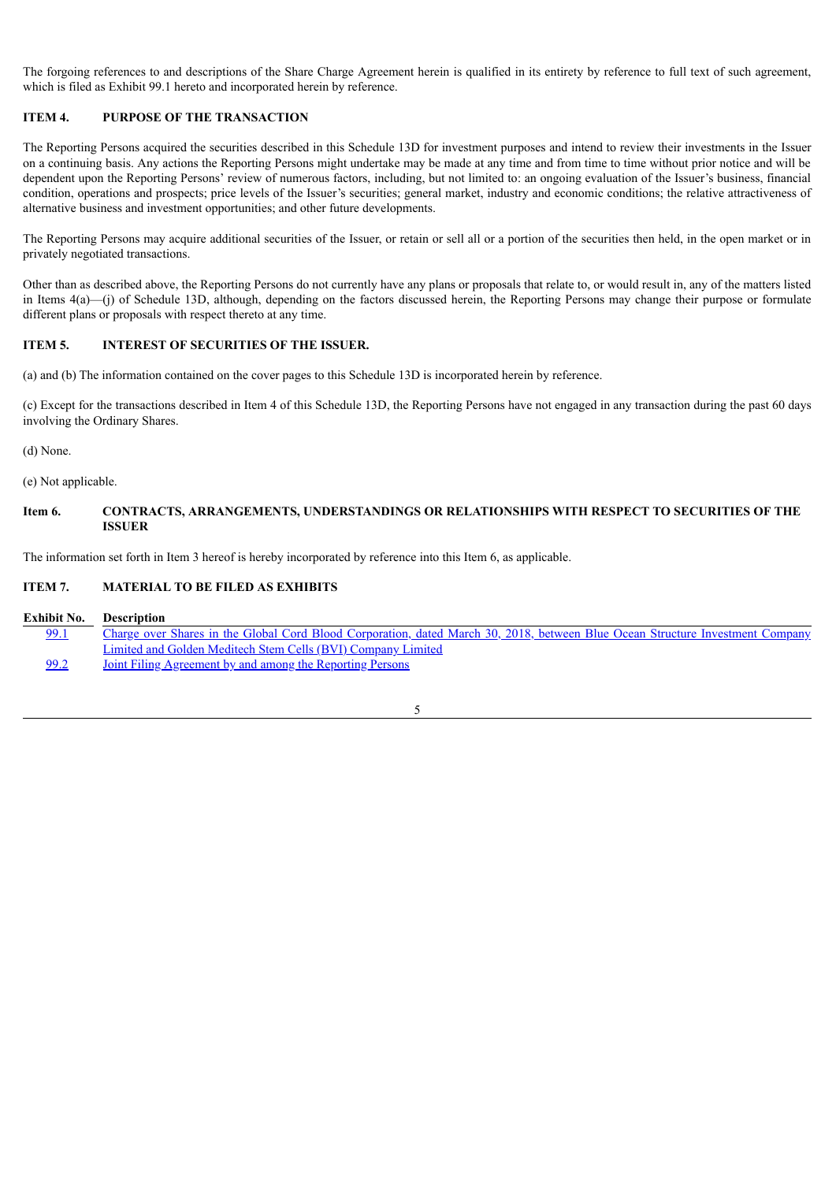The forgoing references to and descriptions of the Share Charge Agreement herein is qualified in its entirety by reference to full text of such agreement, which is filed as Exhibit 99.1 hereto and incorporated herein by reference.

## ITEM 4. PURPOSE OF THE TRANSACTION

The Reporting Persons acquired the securities described in this Schedule 13D for investment purposes and intend to review their investments in the Issuer on a continuing basis. Any actions the Reporting Persons might undertake may be made at any time and from time to time without prior notice and will be dependent upon the Reporting Persons' review of numerous factors, including, but not limited to: an ongoing evaluation of the Issuer's business, financial condition, operations and prospects; price levels of the Issuer's securities; general market, industry and economic conditions; the relative attractiveness of alternative business and investment opportunities; and other future developments.

The Reporting Persons may acquire additional securities of the Issuer, or retain or sell all or a portion of the securities then held, in the open market or in privately negotiated transactions.

Other than as described above, the Reporting Persons do not currently have any plans or proposals that relate to, or would result in, any of the matters listed in Items 4(a)—(j) of Schedule 13D, although, depending on the factors discussed herein, the Reporting Persons may change their purpose or formulate different plans or proposals with respect thereto at any time.

## ITEM 5. INTEREST OF SECURITIES OF THE ISSUER.

(a) and (b) The information contained on the cover pages to this Schedule 13D is incorporated herein by reference.

(c) Except for the transactions described in Item 4 of this Schedule 13D, the Reporting Persons have not engaged in any transaction during the past 60 days involving the Ordinary Shares.

(d) None.

(e) Not applicable.

## Item 6. CONTRACTS, ARRANGEMENTS, UNDERSTANDINGS OR RELATIONSHIPS WITH RESPECT TO SECURITIES OF THE ISSUER

The information set forth in Item 3 hereof is hereby incorporated by reference into this Item 6, as applicable.

## ITEM 7. MATERIAL TO BE FILED AS EXHIBITS

| Exhibit No. | Description |
|---|---|
| 99.1 | Charge over Shares in the Global Cord Blood Corporation, dated March 30, 2018, between Blue Ocean Structure Investment Company Limited and Golden Meditech Stem Cells (BVI) Company Limited |
| 99.2 | Joint Filing Agreement by and among the Reporting Persons |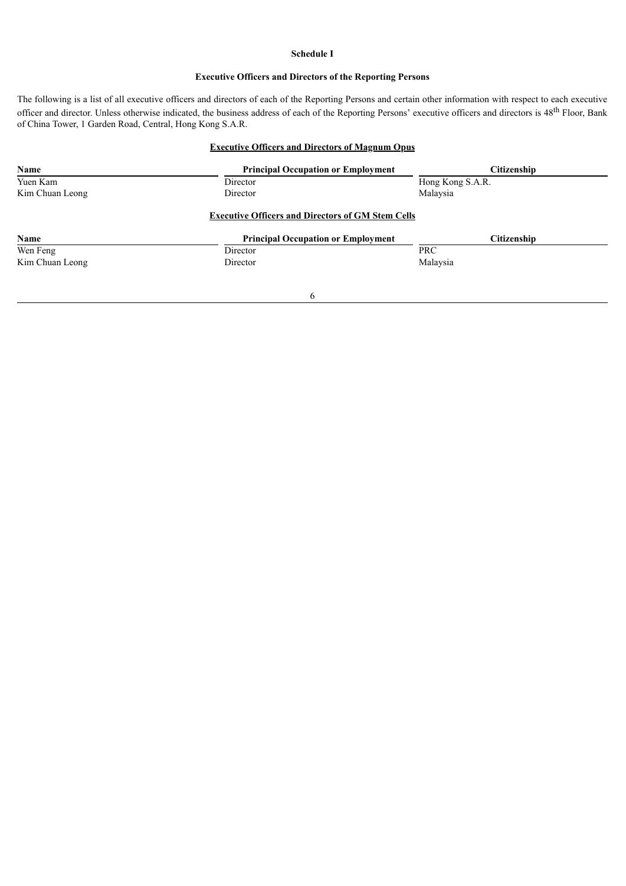**Schedule I**

**Executive Officers and Directors of the Reporting Persons**

The following is a list of all executive officers and directors of each of the Reporting Persons and certain other information with respect to each executive officer and director. Unless otherwise indicated, the business address of each of the Reporting Persons' executive officers and directors is 48th Floor, Bank of China Tower, 1 Garden Road, Central, Hong Kong S.A.R.

**Executive Officers and Directors of Magnum Opus**

| Name | Principal Occupation or Employment | Citizenship |
| --- | --- | --- |
| Yuen Kam | Director | Hong Kong S.A.R. |
| Kim Chuan Leong | Director | Malaysia |

**Executive Officers and Directors of GM Stem Cells**

| Name | Principal Occupation or Employment | Citizenship |
| --- | --- | --- |
| Wen Feng | Director | PRC |
| Kim Chuan Leong | Director | Malaysia |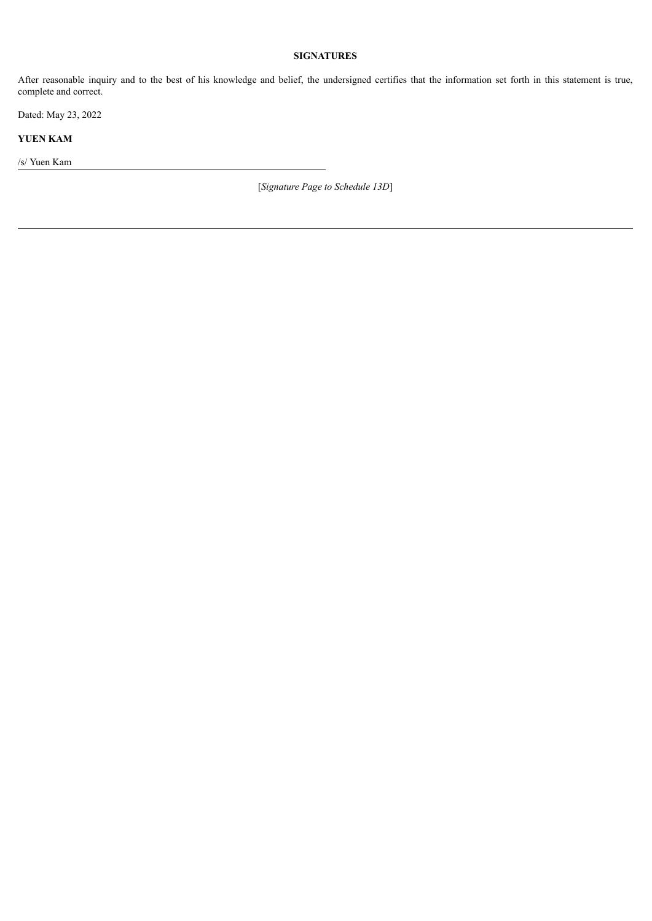**SIGNATURES**

After reasonable inquiry and to the best of his knowledge and belief, the undersigned certifies that the information set forth in this statement is true, complete and correct.

Dated: May 23, 2022

**YUEN KAM**

/s/ Yuen Kam

[*Signature Page to Schedule 13D*]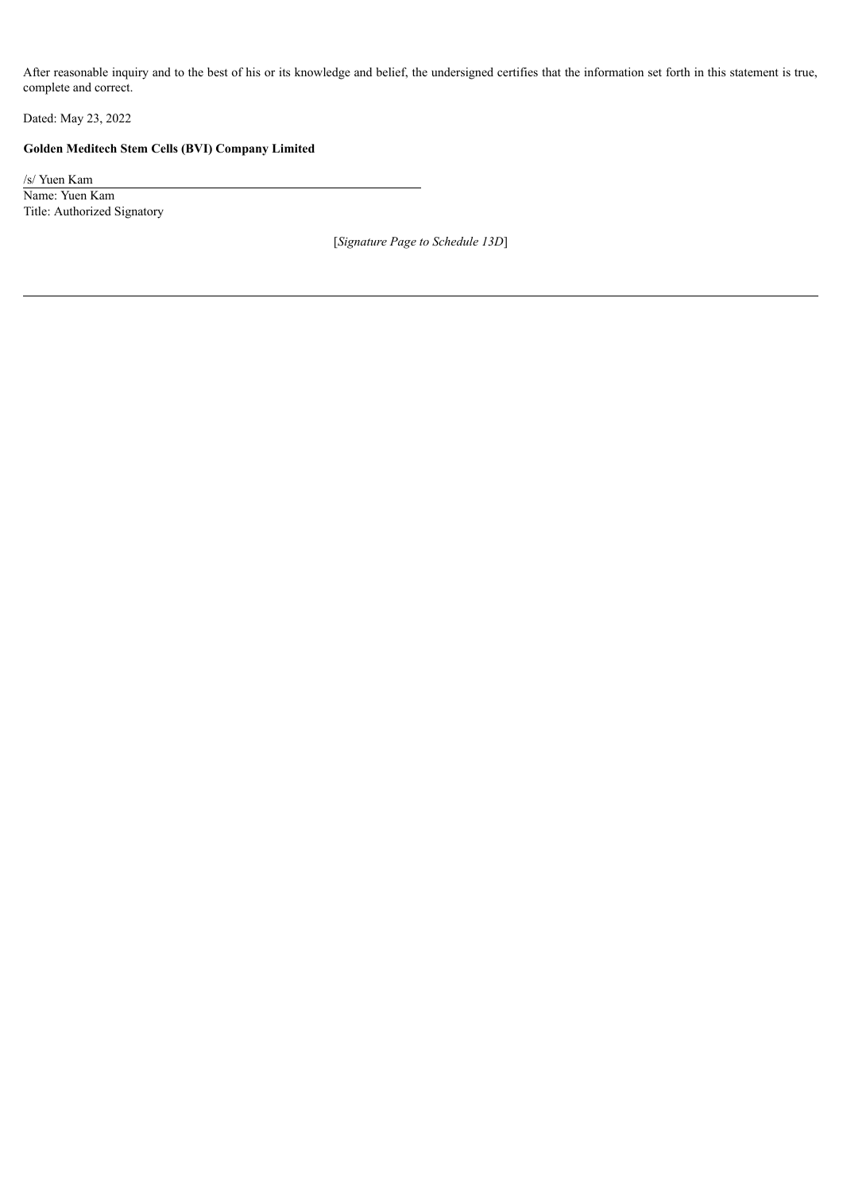After reasonable inquiry and to the best of his or its knowledge and belief, the undersigned certifies that the information set forth in this statement is true, complete and correct.

Dated: May 23, 2022

**Golden Meditech Stem Cells (BVI) Company Limited**

/s/ Yuen Kam
Name: Yuen Kam
Title: Authorized Signatory

[*Signature Page to Schedule 13D*]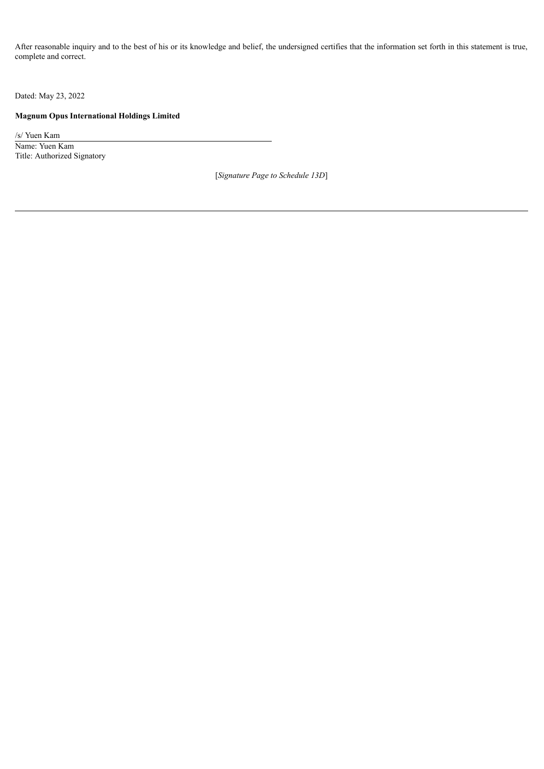After reasonable inquiry and to the best of his or its knowledge and belief, the undersigned certifies that the information set forth in this statement is true, complete and correct.

Dated: May 23, 2022

**Magnum Opus International Holdings Limited**

/s/ Yuen Kam

Name: Yuen Kam

Title: Authorized Signatory

[*Signature Page to Schedule 13D*]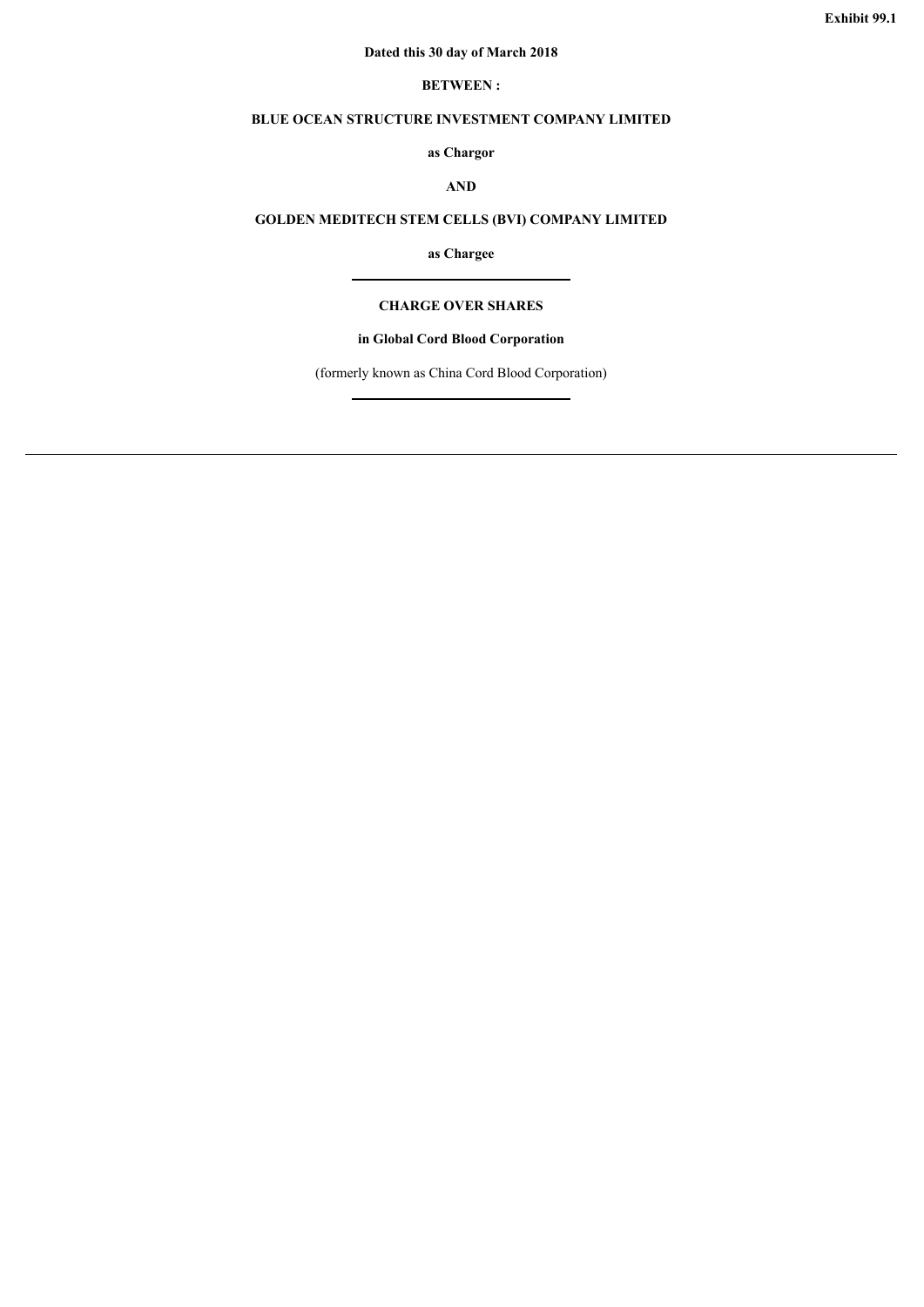**Exhibit 99.1**

**Dated this 30 day of March 2018**

**BETWEEN :**

**BLUE OCEAN STRUCTURE INVESTMENT COMPANY LIMITED**

**as Chargor**

**AND**

**GOLDEN MEDITECH STEM CELLS (BVI) COMPANY LIMITED**

**as Chargee**

---

**CHARGE OVER SHARES**

**in Global Cord Blood Corporation**

(formerly known as China Cord Blood Corporation)

---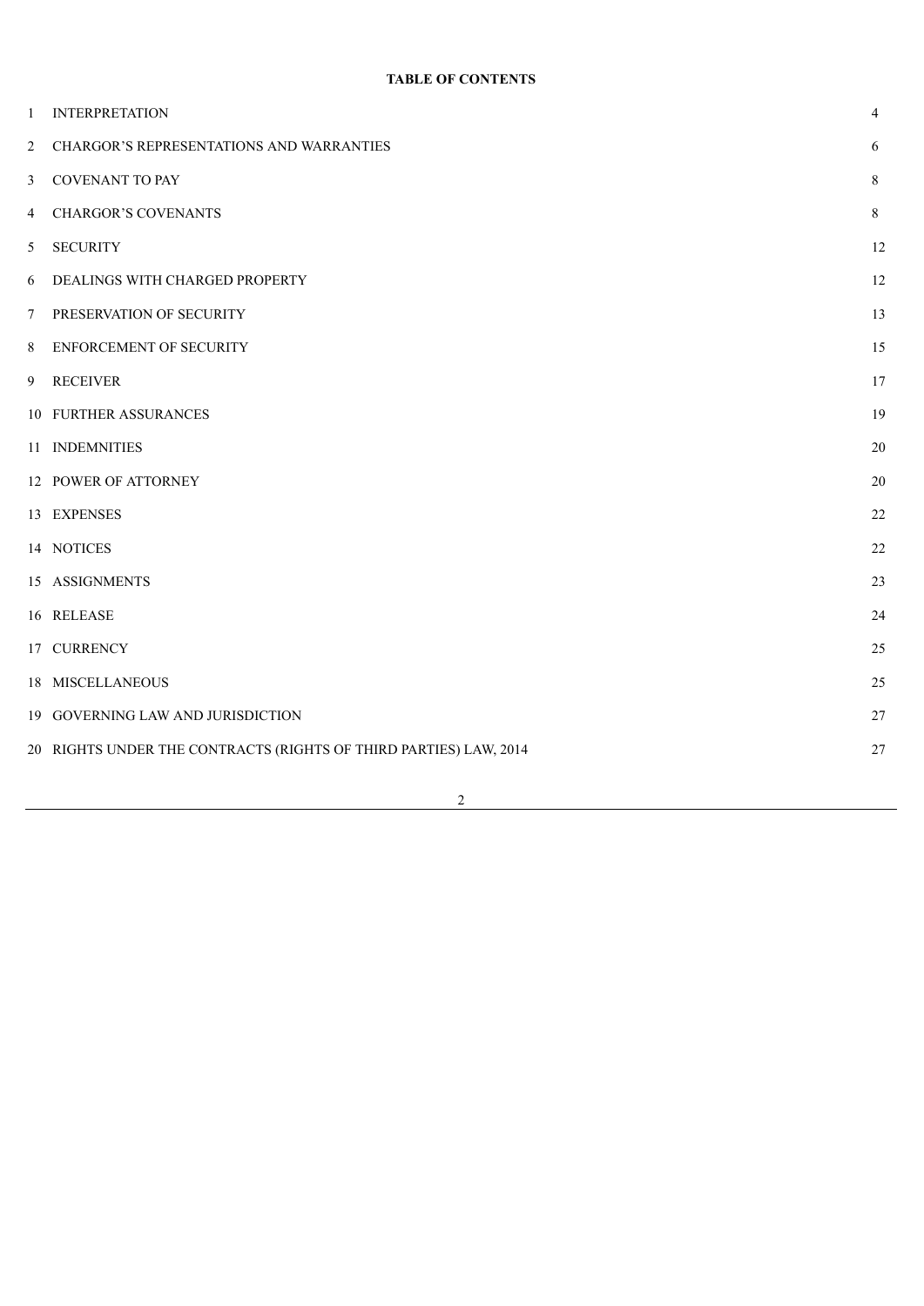**TABLE OF CONTENTS**

| | | |
|---|---|---|
| 1 | INTERPRETATION | 4 |
| 2 | CHARGOR’S REPRESENTATIONS AND WARRANTIES | 6 |
| 3 | COVENANT TO PAY | 8 |
| 4 | CHARGOR’S COVENANTS | 8 |
| 5 | SECURITY | 12 |
| 6 | DEALINGS WITH CHARGED PROPERTY | 12 |
| 7 | PRESERVATION OF SECURITY | 13 |
| 8 | ENFORCEMENT OF SECURITY | 15 |
| 9 | RECEIVER | 17 |
| 10 | FURTHER ASSURANCES | 19 |
| 11 | INDEMNITIES | 20 |
| 12 | POWER OF ATTORNEY | 20 |
| 13 | EXPENSES | 22 |
| 14 | NOTICES | 22 |
| 15 | ASSIGNMENTS | 23 |
| 16 | RELEASE | 24 |
| 17 | CURRENCY | 25 |
| 18 | MISCELLANEOUS | 25 |
| 19 | GOVERNING LAW AND JURISDICTION | 27 |
| 20 | RIGHTS UNDER THE CONTRACTS (RIGHTS OF THIRD PARTIES) LAW, 2014 | 27 |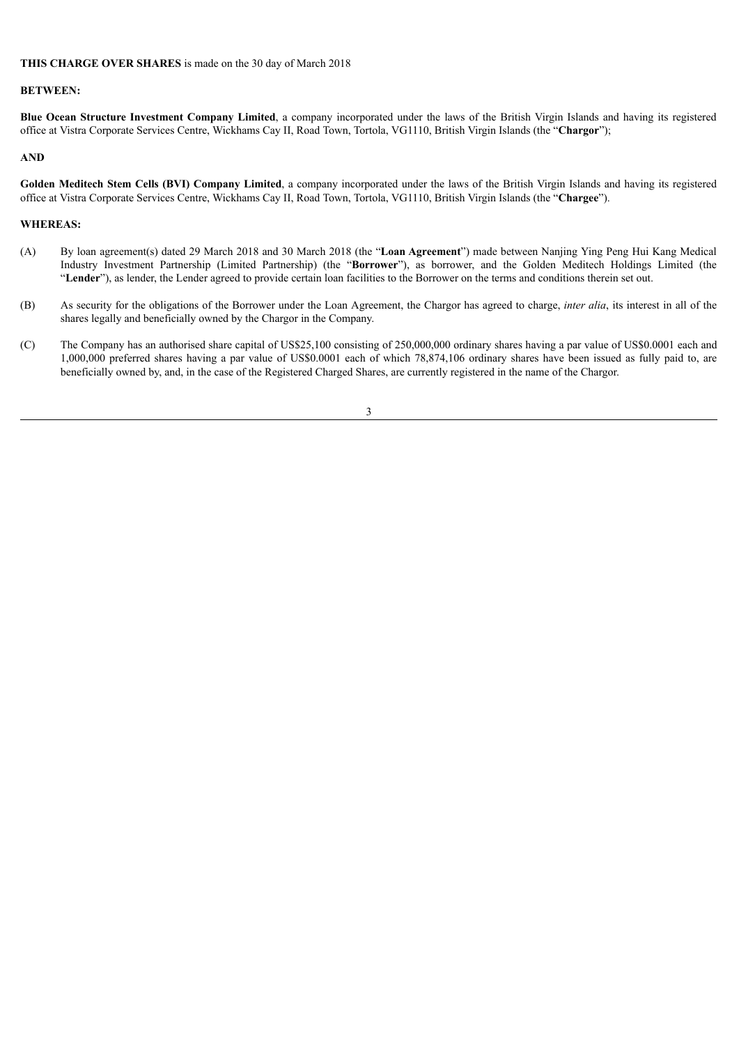**THIS CHARGE OVER SHARES** is made on the 30 day of March 2018

**BETWEEN:**

**Blue Ocean Structure Investment Company Limited**, a company incorporated under the laws of the British Virgin Islands and having its registered office at Vistra Corporate Services Centre, Wickhams Cay II, Road Town, Tortola, VG1110, British Virgin Islands (the "**Chargor**");

**AND**

**Golden Meditech Stem Cells (BVI) Company Limited**, a company incorporated under the laws of the British Virgin Islands and having its registered office at Vistra Corporate Services Centre, Wickhams Cay II, Road Town, Tortola, VG1110, British Virgin Islands (the "**Chargee**").

**WHEREAS:**

(A) By loan agreement(s) dated 29 March 2018 and 30 March 2018 (the "**Loan Agreement**") made between Nanjing Ying Peng Hui Kang Medical Industry Investment Partnership (Limited Partnership) (the "**Borrower**"), as borrower, and the Golden Meditech Holdings Limited (the "**Lender**"), as lender, the Lender agreed to provide certain loan facilities to the Borrower on the terms and conditions therein set out.

(B) As security for the obligations of the Borrower under the Loan Agreement, the Chargor has agreed to charge, *inter alia*, its interest in all of the shares legally and beneficially owned by the Chargor in the Company.

(C) The Company has an authorised share capital of US$25,100 consisting of 250,000,000 ordinary shares having a par value of US$0.0001 each and 1,000,000 preferred shares having a par value of US$0.0001 each of which 78,874,106 ordinary shares have been issued as fully paid to, are beneficially owned by, and, in the case of the Registered Charged Shares, are currently registered in the name of the Chargor.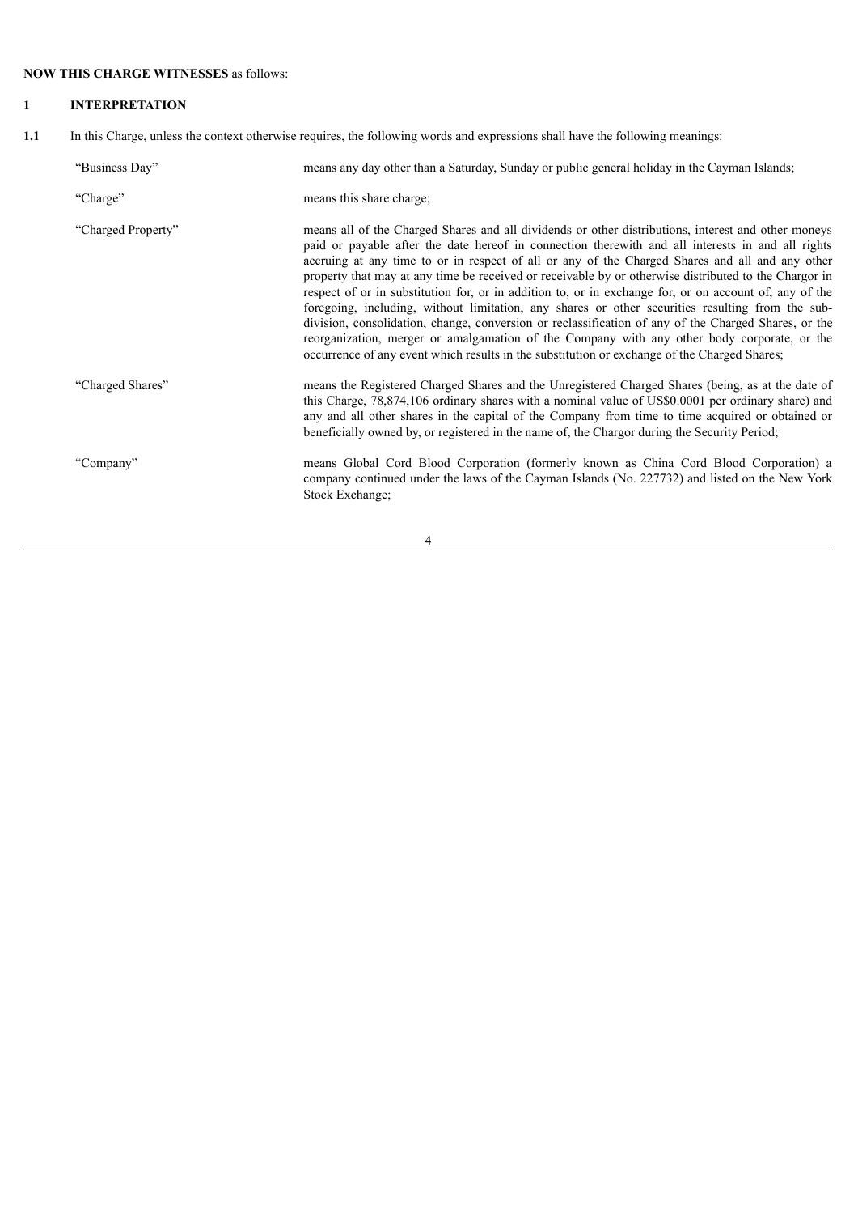**NOW THIS CHARGE WITNESSES** as follows:

## 1 INTERPRETATION

**1.1** In this Charge, unless the context otherwise requires, the following words and expressions shall have the following meanings:

| | |
|---|---|
| "Business Day" | means any day other than a Saturday, Sunday or public general holiday in the Cayman Islands; |
| "Charge" | means this share charge; |
| "Charged Property" | means all of the Charged Shares and all dividends or other distributions, interest and other moneys paid or payable after the date hereof in connection therewith and all interests in and all rights accruing at any time to or in respect of all or any of the Charged Shares and all and any other property that may at any time be received or receivable by or otherwise distributed to the Chargor in respect of or in substitution for, or in addition to, or in exchange for, or on account of, any of the foregoing, including, without limitation, any shares or other securities resulting from the sub-division, consolidation, change, conversion or reclassification of any of the Charged Shares, or the reorganization, merger or amalgamation of the Company with any other body corporate, or the occurrence of any event which results in the substitution or exchange of the Charged Shares; |
| "Charged Shares" | means the Registered Charged Shares and the Unregistered Charged Shares (being, as at the date of this Charge, 78,874,106 ordinary shares with a nominal value of US$0.0001 per ordinary share) and any and all other shares in the capital of the Company from time to time acquired or obtained or beneficially owned by, or registered in the name of, the Chargor during the Security Period; |
| "Company" | means Global Cord Blood Corporation (formerly known as China Cord Blood Corporation) a company continued under the laws of the Cayman Islands (No. 227732) and listed on the New York Stock Exchange; |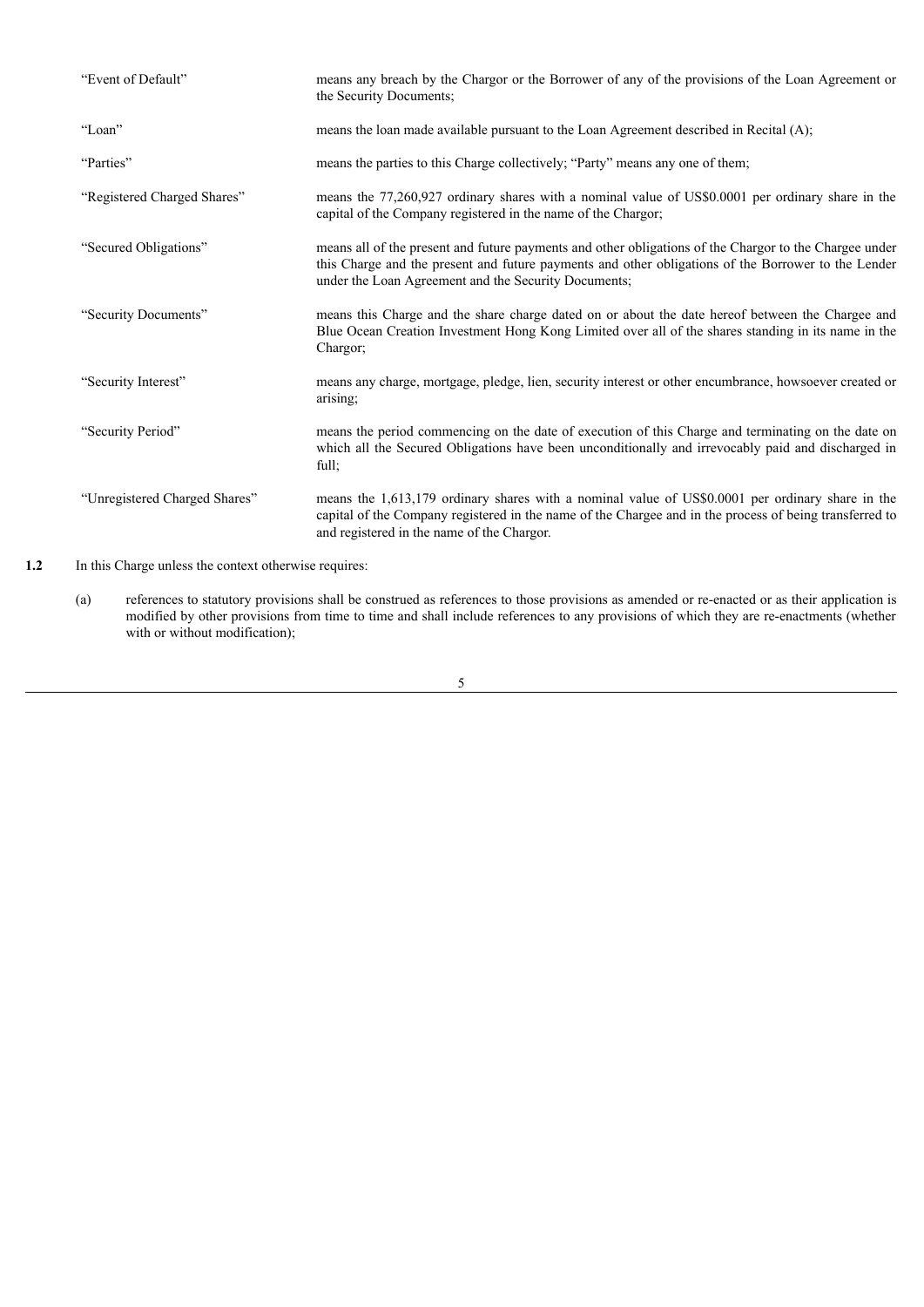| | |
|---|---|
| "Event of Default" | means any breach by the Chargor or the Borrower of any of the provisions of the Loan Agreement or the Security Documents; |
| "Loan" | means the loan made available pursuant to the Loan Agreement described in Recital (A); |
| "Parties" | means the parties to this Charge collectively; "Party" means any one of them; |
| "Registered Charged Shares" | means the 77,260,927 ordinary shares with a nominal value of US$0.0001 per ordinary share in the capital of the Company registered in the name of the Chargor; |
| "Secured Obligations" | means all of the present and future payments and other obligations of the Chargor to the Chargee under this Charge and the present and future payments and other obligations of the Borrower to the Lender under the Loan Agreement and the Security Documents; |
| "Security Documents" | means this Charge and the share charge dated on or about the date hereof between the Chargee and Blue Ocean Creation Investment Hong Kong Limited over all of the shares standing in its name in the Chargor; |
| "Security Interest" | means any charge, mortgage, pledge, lien, security interest or other encumbrance, howsoever created or arising; |
| "Security Period" | means the period commencing on the date of execution of this Charge and terminating on the date on which all the Secured Obligations have been unconditionally and irrevocably paid and discharged in full; |
| "Unregistered Charged Shares" | means the 1,613,179 ordinary shares with a nominal value of US$0.0001 per ordinary share in the capital of the Company registered in the name of the Chargee and in the process of being transferred to and registered in the name of the Chargor. |

**1.2** In this Charge unless the context otherwise requires:

(a) references to statutory provisions shall be construed as references to those provisions as amended or re-enacted or as their application is modified by other provisions from time to time and shall include references to any provisions of which they are re-enactments (whether with or without modification);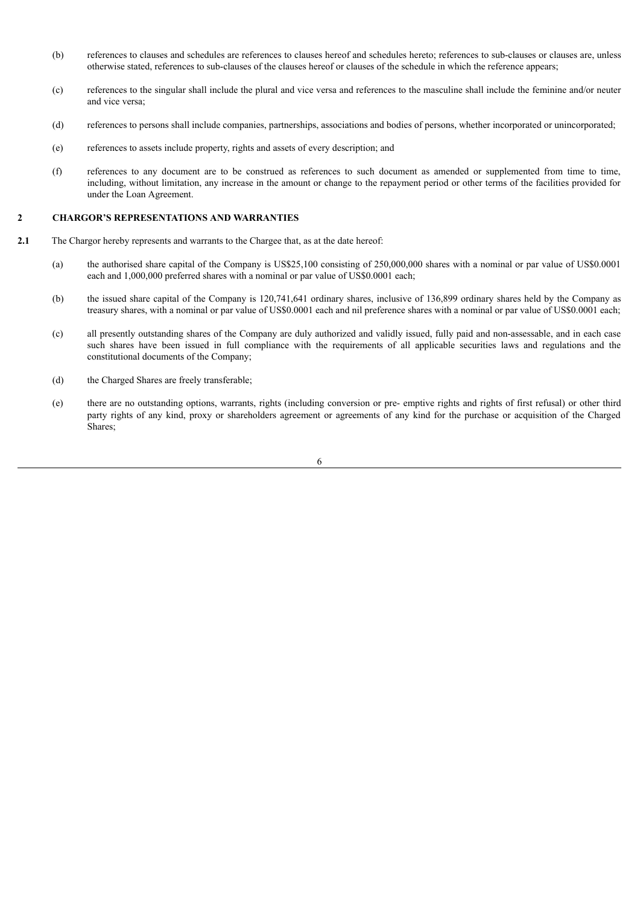(b) references to clauses and schedules are references to clauses hereof and schedules hereto; references to sub-clauses or clauses are, unless otherwise stated, references to sub-clauses of the clauses hereof or clauses of the schedule in which the reference appears;

(c) references to the singular shall include the plural and vice versa and references to the masculine shall include the feminine and/or neuter and vice versa;

(d) references to persons shall include companies, partnerships, associations and bodies of persons, whether incorporated or unincorporated;

(e) references to assets include property, rights and assets of every description; and

(f) references to any document are to be construed as references to such document as amended or supplemented from time to time, including, without limitation, any increase in the amount or change to the repayment period or other terms of the facilities provided for under the Loan Agreement.

## 2 CHARGOR'S REPRESENTATIONS AND WARRANTIES

**2.1** The Chargor hereby represents and warrants to the Chargee that, as at the date hereof:

(a) the authorised share capital of the Company is US$25,100 consisting of 250,000,000 shares with a nominal or par value of US$0.0001 each and 1,000,000 preferred shares with a nominal or par value of US$0.0001 each;

(b) the issued share capital of the Company is 120,741,641 ordinary shares, inclusive of 136,899 ordinary shares held by the Company as treasury shares, with a nominal or par value of US$0.0001 each and nil preference shares with a nominal or par value of US$0.0001 each;

(c) all presently outstanding shares of the Company are duly authorized and validly issued, fully paid and non-assessable, and in each case such shares have been issued in full compliance with the requirements of all applicable securities laws and regulations and the constitutional documents of the Company;

(d) the Charged Shares are freely transferable;

(e) there are no outstanding options, warrants, rights (including conversion or pre- emptive rights and rights of first refusal) or other third party rights of any kind, proxy or shareholders agreement or agreements of any kind for the purchase or acquisition of the Charged Shares;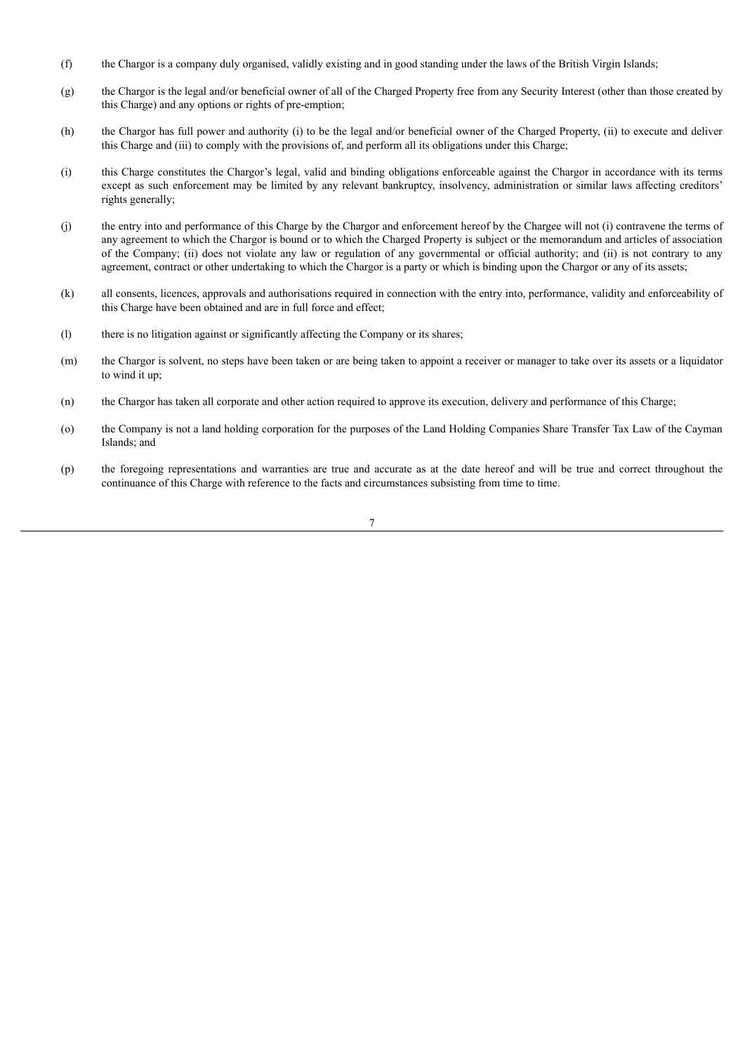(f) the Chargor is a company duly organised, validly existing and in good standing under the laws of the British Virgin Islands;

(g) the Chargor is the legal and/or beneficial owner of all of the Charged Property free from any Security Interest (other than those created by this Charge) and any options or rights of pre-emption;

(h) the Chargor has full power and authority (i) to be the legal and/or beneficial owner of the Charged Property, (ii) to execute and deliver this Charge and (iii) to comply with the provisions of, and perform all its obligations under this Charge;

(i) this Charge constitutes the Chargor's legal, valid and binding obligations enforceable against the Chargor in accordance with its terms except as such enforcement may be limited by any relevant bankruptcy, insolvency, administration or similar laws affecting creditors' rights generally;

(j) the entry into and performance of this Charge by the Chargor and enforcement hereof by the Chargee will not (i) contravene the terms of any agreement to which the Chargor is bound or to which the Charged Property is subject or the memorandum and articles of association of the Company; (ii) does not violate any law or regulation of any governmental or official authority; and (ii) is not contrary to any agreement, contract or other undertaking to which the Chargor is a party or which is binding upon the Chargor or any of its assets;

(k) all consents, licences, approvals and authorisations required in connection with the entry into, performance, validity and enforceability of this Charge have been obtained and are in full force and effect;

(l) there is no litigation against or significantly affecting the Company or its shares;

(m) the Chargor is solvent, no steps have been taken or are being taken to appoint a receiver or manager to take over its assets or a liquidator to wind it up;

(n) the Chargor has taken all corporate and other action required to approve its execution, delivery and performance of this Charge;

(o) the Company is not a land holding corporation for the purposes of the Land Holding Companies Share Transfer Tax Law of the Cayman Islands; and

(p) the foregoing representations and warranties are true and accurate as at the date hereof and will be true and correct throughout the continuance of this Charge with reference to the facts and circumstances subsisting from time to time.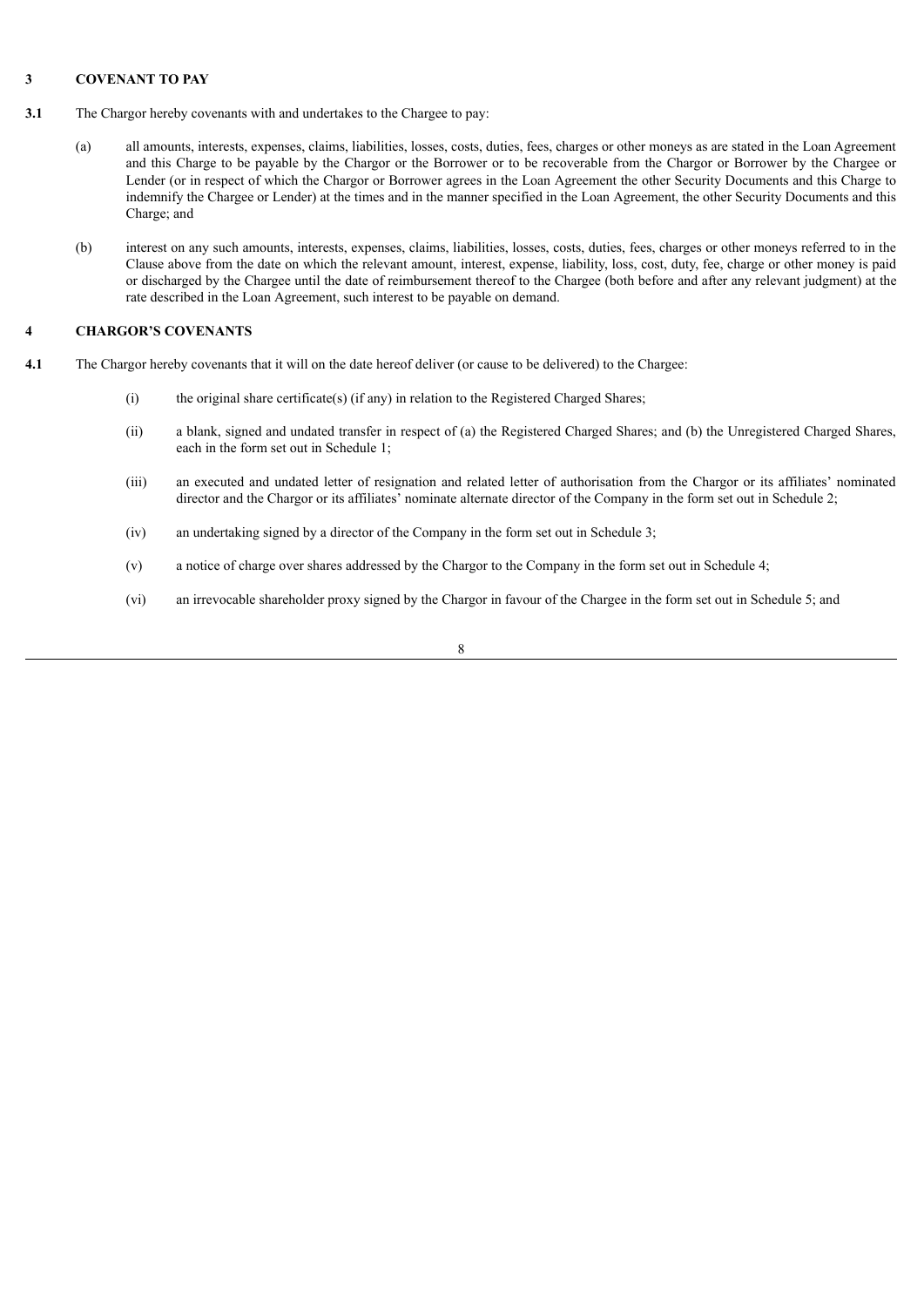## 3 COVENANT TO PAY

**3.1** The Chargor hereby covenants with and undertakes to the Chargee to pay:

(a) all amounts, interests, expenses, claims, liabilities, losses, costs, duties, fees, charges or other moneys as are stated in the Loan Agreement and this Charge to be payable by the Chargor or the Borrower or to be recoverable from the Chargor or Borrower by the Chargee or Lender (or in respect of which the Chargor or Borrower agrees in the Loan Agreement the other Security Documents and this Charge to indemnify the Chargee or Lender) at the times and in the manner specified in the Loan Agreement, the other Security Documents and this Charge; and

(b) interest on any such amounts, interests, expenses, claims, liabilities, losses, costs, duties, fees, charges or other moneys referred to in the Clause above from the date on which the relevant amount, interest, expense, liability, loss, cost, duty, fee, charge or other money is paid or discharged by the Chargee until the date of reimbursement thereof to the Chargee (both before and after any relevant judgment) at the rate described in the Loan Agreement, such interest to be payable on demand.

## 4 CHARGOR'S COVENANTS

**4.1** The Chargor hereby covenants that it will on the date hereof deliver (or cause to be delivered) to the Chargee:

(i) the original share certificate(s) (if any) in relation to the Registered Charged Shares;

(ii) a blank, signed and undated transfer in respect of (a) the Registered Charged Shares; and (b) the Unregistered Charged Shares, each in the form set out in Schedule 1;

(iii) an executed and undated letter of resignation and related letter of authorisation from the Chargor or its affiliates' nominated director and the Chargor or its affiliates' nominate alternate director of the Company in the form set out in Schedule 2;

(iv) an undertaking signed by a director of the Company in the form set out in Schedule 3;

(v) a notice of charge over shares addressed by the Chargor to the Company in the form set out in Schedule 4;

(vi) an irrevocable shareholder proxy signed by the Chargor in favour of the Chargee in the form set out in Schedule 5; and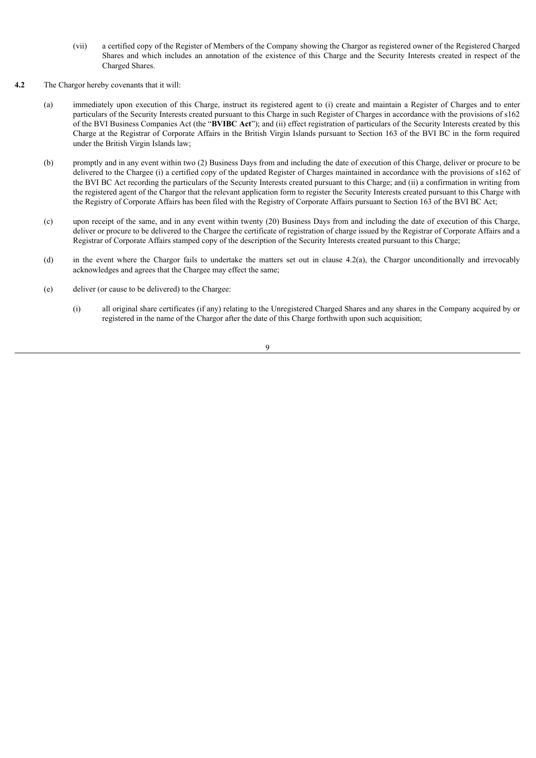(vii) a certified copy of the Register of Members of the Company showing the Chargor as registered owner of the Registered Charged Shares and which includes an annotation of the existence of this Charge and the Security Interests created in respect of the Charged Shares.

**4.2** The Chargor hereby covenants that it will:

(a) immediately upon execution of this Charge, instruct its registered agent to (i) create and maintain a Register of Charges and to enter particulars of the Security Interests created pursuant to this Charge in such Register of Charges in accordance with the provisions of s162 of the BVI Business Companies Act (the "**BVIBC Act**"); and (ii) effect registration of particulars of the Security Interests created by this Charge at the Registrar of Corporate Affairs in the British Virgin Islands pursuant to Section 163 of the BVI BC in the form required under the British Virgin Islands law;

(b) promptly and in any event within two (2) Business Days from and including the date of execution of this Charge, deliver or procure to be delivered to the Chargee (i) a certified copy of the updated Register of Charges maintained in accordance with the provisions of s162 of the BVI BC Act recording the particulars of the Security Interests created pursuant to this Charge; and (ii) a confirmation in writing from the registered agent of the Chargor that the relevant application form to register the Security Interests created pursuant to this Charge with the Registry of Corporate Affairs has been filed with the Registry of Corporate Affairs pursuant to Section 163 of the BVI BC Act;

(c) upon receipt of the same, and in any event within twenty (20) Business Days from and including the date of execution of this Charge, deliver or procure to be delivered to the Chargee the certificate of registration of charge issued by the Registrar of Corporate Affairs and a Registrar of Corporate Affairs stamped copy of the description of the Security Interests created pursuant to this Charge;

(d) in the event where the Chargor fails to undertake the matters set out in clause 4.2(a), the Chargor unconditionally and irrevocably acknowledges and agrees that the Chargee may effect the same;

(e) deliver (or cause to be delivered) to the Chargee:

(i) all original share certificates (if any) relating to the Unregistered Charged Shares and any shares in the Company acquired by or registered in the name of the Chargor after the date of this Charge forthwith upon such acquisition;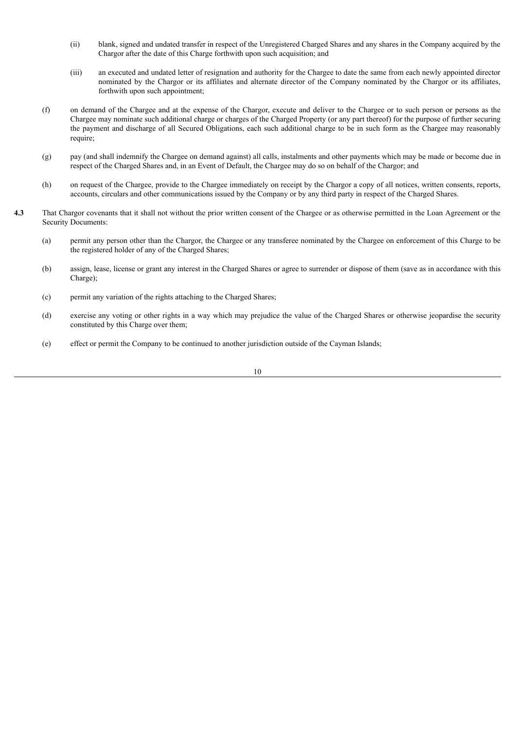(ii) blank, signed and undated transfer in respect of the Unregistered Charged Shares and any shares in the Company acquired by the Chargor after the date of this Charge forthwith upon such acquisition; and

(iii) an executed and undated letter of resignation and authority for the Chargee to date the same from each newly appointed director nominated by the Chargor or its affiliates and alternate director of the Company nominated by the Chargor or its affiliates, forthwith upon such appointment;

(f) on demand of the Chargee and at the expense of the Chargor, execute and deliver to the Chargee or to such person or persons as the Chargee may nominate such additional charge or charges of the Charged Property (or any part thereof) for the purpose of further securing the payment and discharge of all Secured Obligations, each such additional charge to be in such form as the Chargee may reasonably require;

(g) pay (and shall indemnify the Chargee on demand against) all calls, instalments and other payments which may be made or become due in respect of the Charged Shares and, in an Event of Default, the Chargee may do so on behalf of the Chargor; and

(h) on request of the Chargee, provide to the Chargee immediately on receipt by the Chargor a copy of all notices, written consents, reports, accounts, circulars and other communications issued by the Company or by any third party in respect of the Charged Shares.

**4.3** That Chargor covenants that it shall not without the prior written consent of the Chargee or as otherwise permitted in the Loan Agreement or the Security Documents:

(a) permit any person other than the Chargor, the Chargee or any transferee nominated by the Chargee on enforcement of this Charge to be the registered holder of any of the Charged Shares;

(b) assign, lease, license or grant any interest in the Charged Shares or agree to surrender or dispose of them (save as in accordance with this Charge);

(c) permit any variation of the rights attaching to the Charged Shares;

(d) exercise any voting or other rights in a way which may prejudice the value of the Charged Shares or otherwise jeopardise the security constituted by this Charge over them;

(e) effect or permit the Company to be continued to another jurisdiction outside of the Cayman Islands;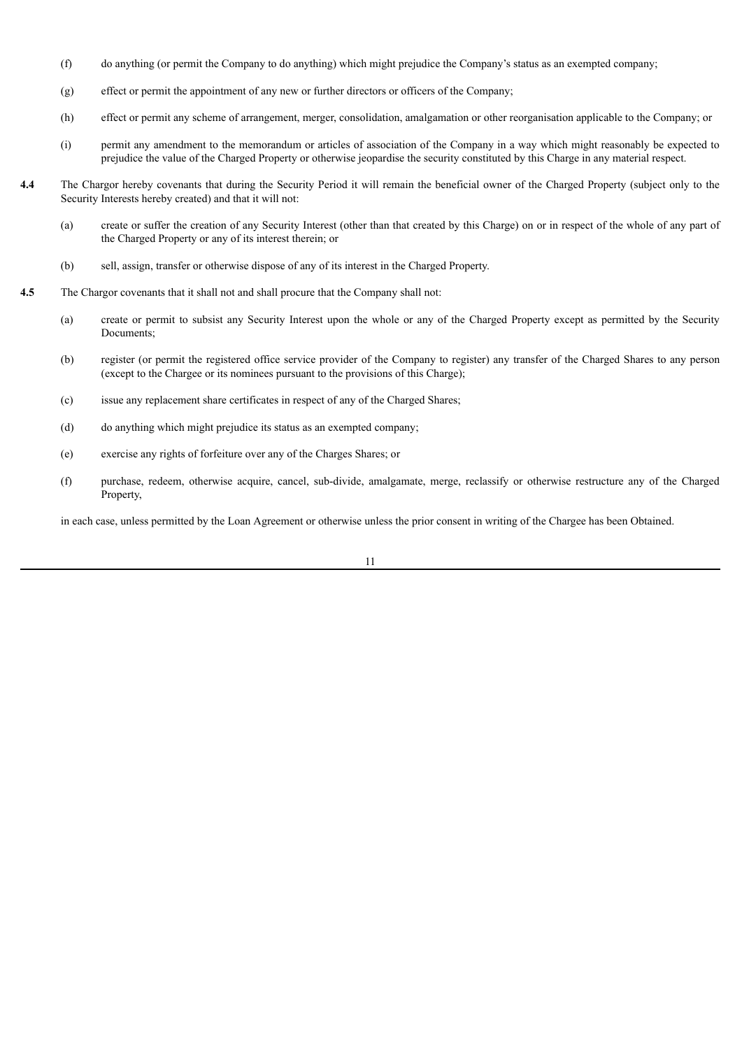(f) do anything (or permit the Company to do anything) which might prejudice the Company's status as an exempted company;

(g) effect or permit the appointment of any new or further directors or officers of the Company;

(h) effect or permit any scheme of arrangement, merger, consolidation, amalgamation or other reorganisation applicable to the Company; or

(i) permit any amendment to the memorandum or articles of association of the Company in a way which might reasonably be expected to prejudice the value of the Charged Property or otherwise jeopardise the security constituted by this Charge in any material respect.

**4.4** The Chargor hereby covenants that during the Security Period it will remain the beneficial owner of the Charged Property (subject only to the Security Interests hereby created) and that it will not:

(a) create or suffer the creation of any Security Interest (other than that created by this Charge) on or in respect of the whole of any part of the Charged Property or any of its interest therein; or

(b) sell, assign, transfer or otherwise dispose of any of its interest in the Charged Property.

**4.5** The Chargor covenants that it shall not and shall procure that the Company shall not:

(a) create or permit to subsist any Security Interest upon the whole or any of the Charged Property except as permitted by the Security Documents;

(b) register (or permit the registered office service provider of the Company to register) any transfer of the Charged Shares to any person (except to the Chargee or its nominees pursuant to the provisions of this Charge);

(c) issue any replacement share certificates in respect of any of the Charged Shares;

(d) do anything which might prejudice its status as an exempted company;

(e) exercise any rights of forfeiture over any of the Charges Shares; or

(f) purchase, redeem, otherwise acquire, cancel, sub-divide, amalgamate, merge, reclassify or otherwise restructure any of the Charged Property,

in each case, unless permitted by the Loan Agreement or otherwise unless the prior consent in writing of the Chargee has been Obtained.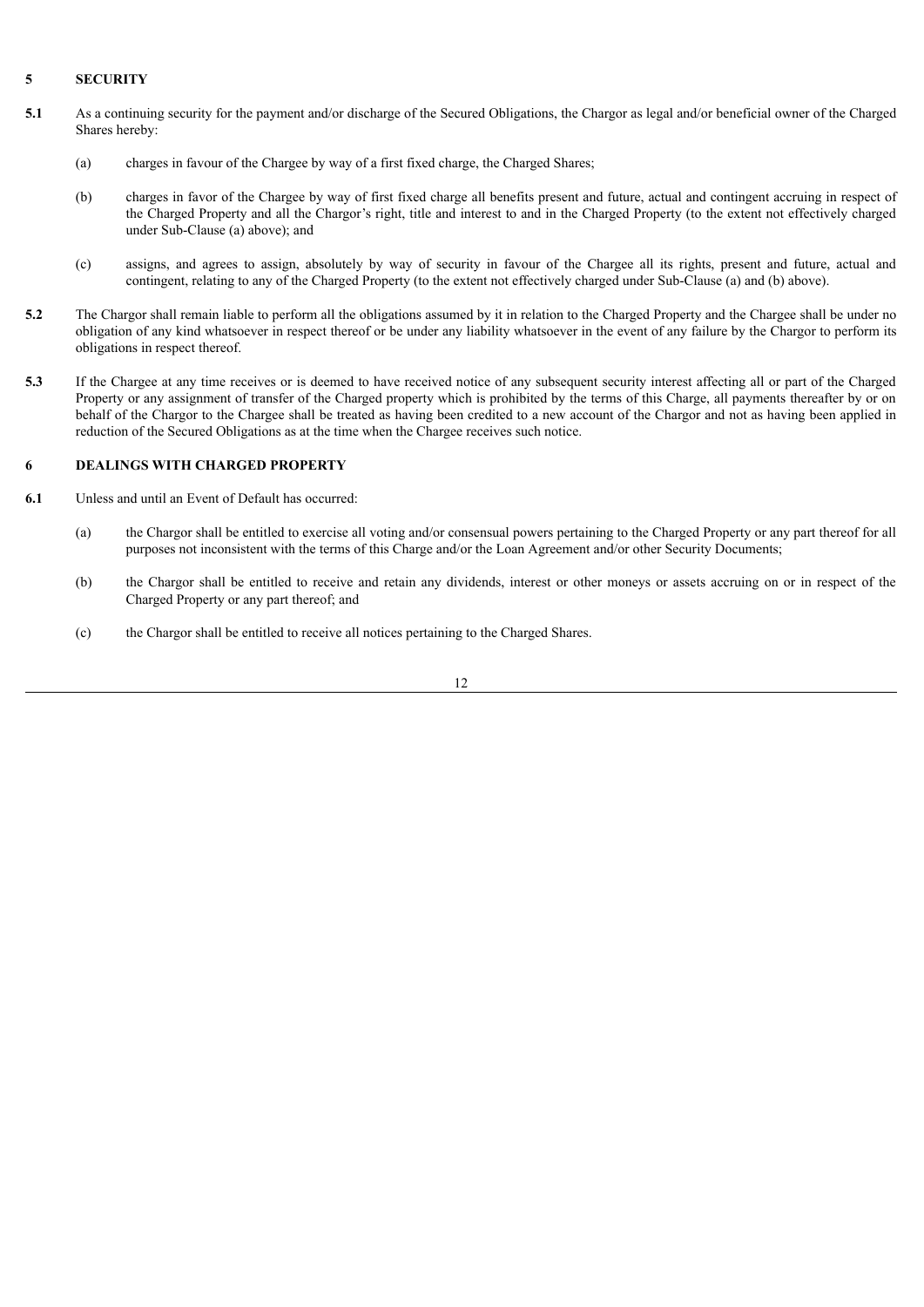## 5 SECURITY

**5.1** As a continuing security for the payment and/or discharge of the Secured Obligations, the Chargor as legal and/or beneficial owner of the Charged Shares hereby:

(a) charges in favour of the Chargee by way of a first fixed charge, the Charged Shares;

(b) charges in favor of the Chargee by way of first fixed charge all benefits present and future, actual and contingent accruing in respect of the Charged Property and all the Chargor's right, title and interest to and in the Charged Property (to the extent not effectively charged under Sub-Clause (a) above); and

(c) assigns, and agrees to assign, absolutely by way of security in favour of the Chargee all its rights, present and future, actual and contingent, relating to any of the Charged Property (to the extent not effectively charged under Sub-Clause (a) and (b) above).

**5.2** The Chargor shall remain liable to perform all the obligations assumed by it in relation to the Charged Property and the Chargee shall be under no obligation of any kind whatsoever in respect thereof or be under any liability whatsoever in the event of any failure by the Chargor to perform its obligations in respect thereof.

**5.3** If the Chargee at any time receives or is deemed to have received notice of any subsequent security interest affecting all or part of the Charged Property or any assignment of transfer of the Charged property which is prohibited by the terms of this Charge, all payments thereafter by or on behalf of the Chargor to the Chargee shall be treated as having been credited to a new account of the Chargor and not as having been applied in reduction of the Secured Obligations as at the time when the Chargee receives such notice.

## 6 DEALINGS WITH CHARGED PROPERTY

**6.1** Unless and until an Event of Default has occurred:

(a) the Chargor shall be entitled to exercise all voting and/or consensual powers pertaining to the Charged Property or any part thereof for all purposes not inconsistent with the terms of this Charge and/or the Loan Agreement and/or other Security Documents;

(b) the Chargor shall be entitled to receive and retain any dividends, interest or other moneys or assets accruing on or in respect of the Charged Property or any part thereof; and

(c) the Chargor shall be entitled to receive all notices pertaining to the Charged Shares.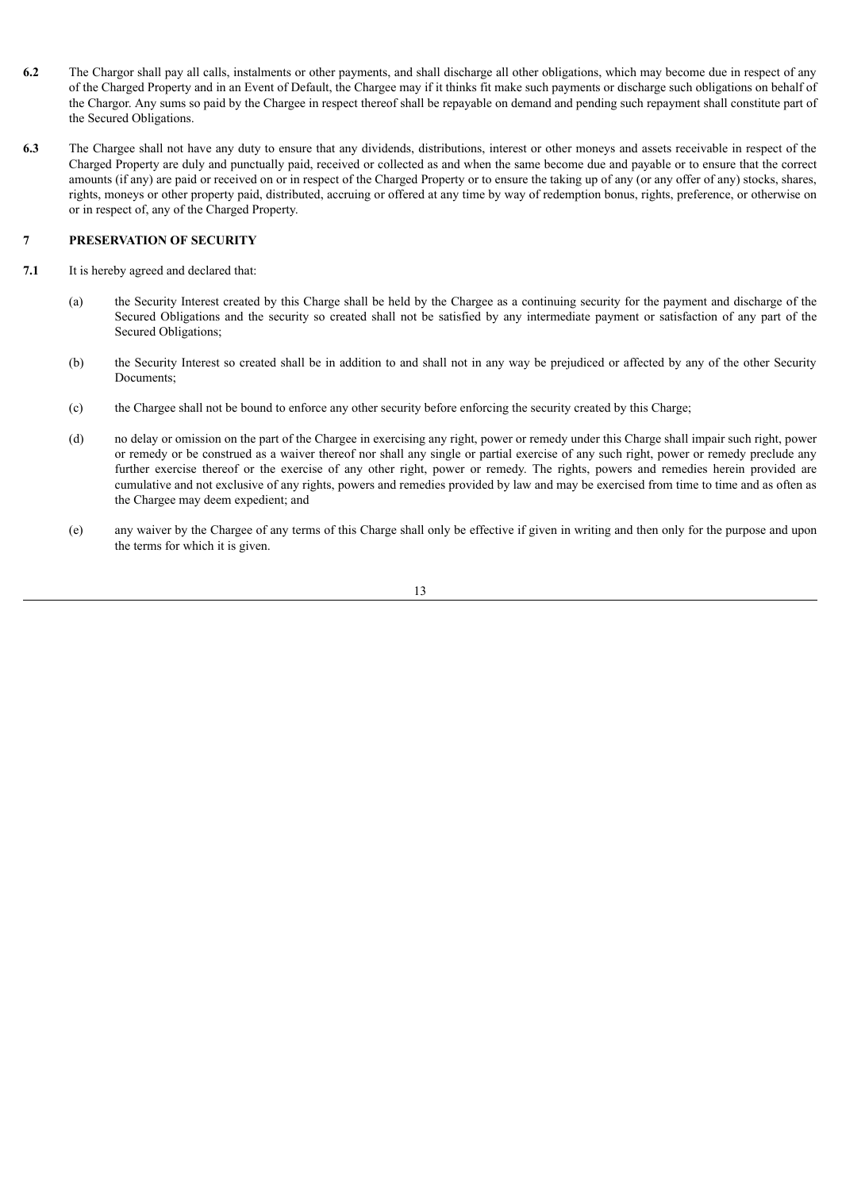**6.2** The Chargor shall pay all calls, instalments or other payments, and shall discharge all other obligations, which may become due in respect of any of the Charged Property and in an Event of Default, the Chargee may if it thinks fit make such payments or discharge such obligations on behalf of the Chargor. Any sums so paid by the Chargee in respect thereof shall be repayable on demand and pending such repayment shall constitute part of the Secured Obligations.

**6.3** The Chargee shall not have any duty to ensure that any dividends, distributions, interest or other moneys and assets receivable in respect of the Charged Property are duly and punctually paid, received or collected as and when the same become due and payable or to ensure that the correct amounts (if any) are paid or received on or in respect of the Charged Property or to ensure the taking up of any (or any offer of any) stocks, shares, rights, moneys or other property paid, distributed, accruing or offered at any time by way of redemption bonus, rights, preference, or otherwise on or in respect of, any of the Charged Property.

## 7 PRESERVATION OF SECURITY

**7.1** It is hereby agreed and declared that:

(a) the Security Interest created by this Charge shall be held by the Chargee as a continuing security for the payment and discharge of the Secured Obligations and the security so created shall not be satisfied by any intermediate payment or satisfaction of any part of the Secured Obligations;

(b) the Security Interest so created shall be in addition to and shall not in any way be prejudiced or affected by any of the other Security Documents;

(c) the Chargee shall not be bound to enforce any other security before enforcing the security created by this Charge;

(d) no delay or omission on the part of the Chargee in exercising any right, power or remedy under this Charge shall impair such right, power or remedy or be construed as a waiver thereof nor shall any single or partial exercise of any such right, power or remedy preclude any further exercise thereof or the exercise of any other right, power or remedy. The rights, powers and remedies herein provided are cumulative and not exclusive of any rights, powers and remedies provided by law and may be exercised from time to time and as often as the Chargee may deem expedient; and

(e) any waiver by the Chargee of any terms of this Charge shall only be effective if given in writing and then only for the purpose and upon the terms for which it is given.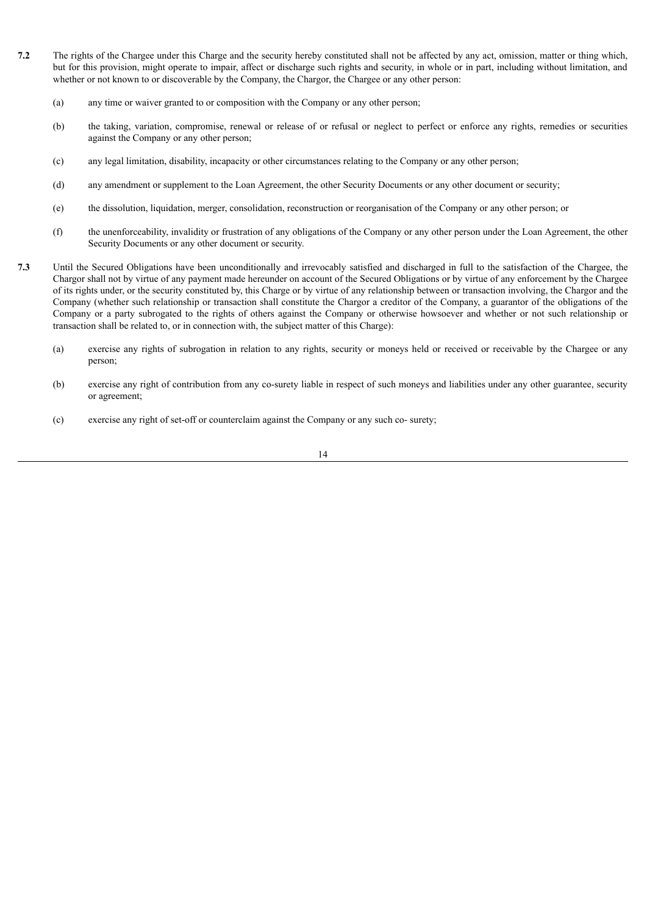**7.2** The rights of the Chargee under this Charge and the security hereby constituted shall not be affected by any act, omission, matter or thing which, but for this provision, might operate to impair, affect or discharge such rights and security, in whole or in part, including without limitation, and whether or not known to or discoverable by the Company, the Chargor, the Chargee or any other person:

(a) any time or waiver granted to or composition with the Company or any other person;

(b) the taking, variation, compromise, renewal or release of or refusal or neglect to perfect or enforce any rights, remedies or securities against the Company or any other person;

(c) any legal limitation, disability, incapacity or other circumstances relating to the Company or any other person;

(d) any amendment or supplement to the Loan Agreement, the other Security Documents or any other document or security;

(e) the dissolution, liquidation, merger, consolidation, reconstruction or reorganisation of the Company or any other person; or

(f) the unenforceability, invalidity or frustration of any obligations of the Company or any other person under the Loan Agreement, the other Security Documents or any other document or security.

**7.3** Until the Secured Obligations have been unconditionally and irrevocably satisfied and discharged in full to the satisfaction of the Chargee, the Chargor shall not by virtue of any payment made hereunder on account of the Secured Obligations or by virtue of any enforcement by the Chargee of its rights under, or the security constituted by, this Charge or by virtue of any relationship between or transaction involving, the Chargor and the Company (whether such relationship or transaction shall constitute the Chargor a creditor of the Company, a guarantor of the obligations of the Company or a party subrogated to the rights of others against the Company or otherwise howsoever and whether or not such relationship or transaction shall be related to, or in connection with, the subject matter of this Charge):

(a) exercise any rights of subrogation in relation to any rights, security or moneys held or received or receivable by the Chargee or any person;

(b) exercise any right of contribution from any co-surety liable in respect of such moneys and liabilities under any other guarantee, security or agreement;

(c) exercise any right of set-off or counterclaim against the Company or any such co- surety;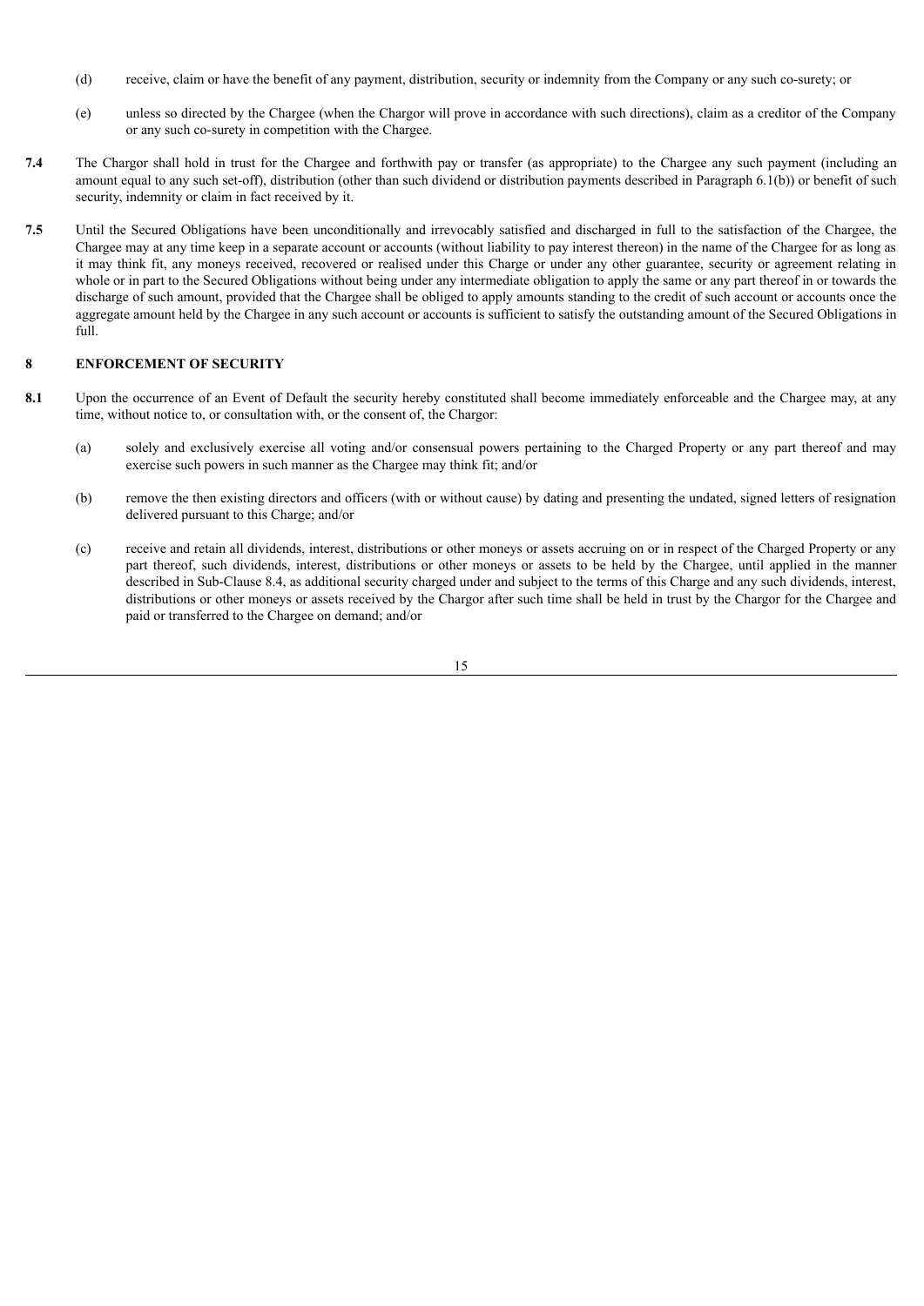(d) receive, claim or have the benefit of any payment, distribution, security or indemnity from the Company or any such co-surety; or

(e) unless so directed by the Chargee (when the Chargor will prove in accordance with such directions), claim as a creditor of the Company or any such co-surety in competition with the Chargee.

**7.4** The Chargor shall hold in trust for the Chargee and forthwith pay or transfer (as appropriate) to the Chargee any such payment (including an amount equal to any such set-off), distribution (other than such dividend or distribution payments described in Paragraph 6.1(b)) or benefit of such security, indemnity or claim in fact received by it.

**7.5** Until the Secured Obligations have been unconditionally and irrevocably satisfied and discharged in full to the satisfaction of the Chargee, the Chargee may at any time keep in a separate account or accounts (without liability to pay interest thereon) in the name of the Chargee for as long as it may think fit, any moneys received, recovered or realised under this Charge or under any other guarantee, security or agreement relating in whole or in part to the Secured Obligations without being under any intermediate obligation to apply the same or any part thereof in or towards the discharge of such amount, provided that the Chargee shall be obliged to apply amounts standing to the credit of such account or accounts once the aggregate amount held by the Chargee in any such account or accounts is sufficient to satisfy the outstanding amount of the Secured Obligations in full.

## 8 ENFORCEMENT OF SECURITY

**8.1** Upon the occurrence of an Event of Default the security hereby constituted shall become immediately enforceable and the Chargee may, at any time, without notice to, or consultation with, or the consent of, the Chargor:

(a) solely and exclusively exercise all voting and/or consensual powers pertaining to the Charged Property or any part thereof and may exercise such powers in such manner as the Chargee may think fit; and/or

(b) remove the then existing directors and officers (with or without cause) by dating and presenting the undated, signed letters of resignation delivered pursuant to this Charge; and/or

(c) receive and retain all dividends, interest, distributions or other moneys or assets accruing on or in respect of the Charged Property or any part thereof, such dividends, interest, distributions or other moneys or assets to be held by the Chargee, until applied in the manner described in Sub-Clause 8.4, as additional security charged under and subject to the terms of this Charge and any such dividends, interest, distributions or other moneys or assets received by the Chargor after such time shall be held in trust by the Chargor for the Chargee and paid or transferred to the Chargee on demand; and/or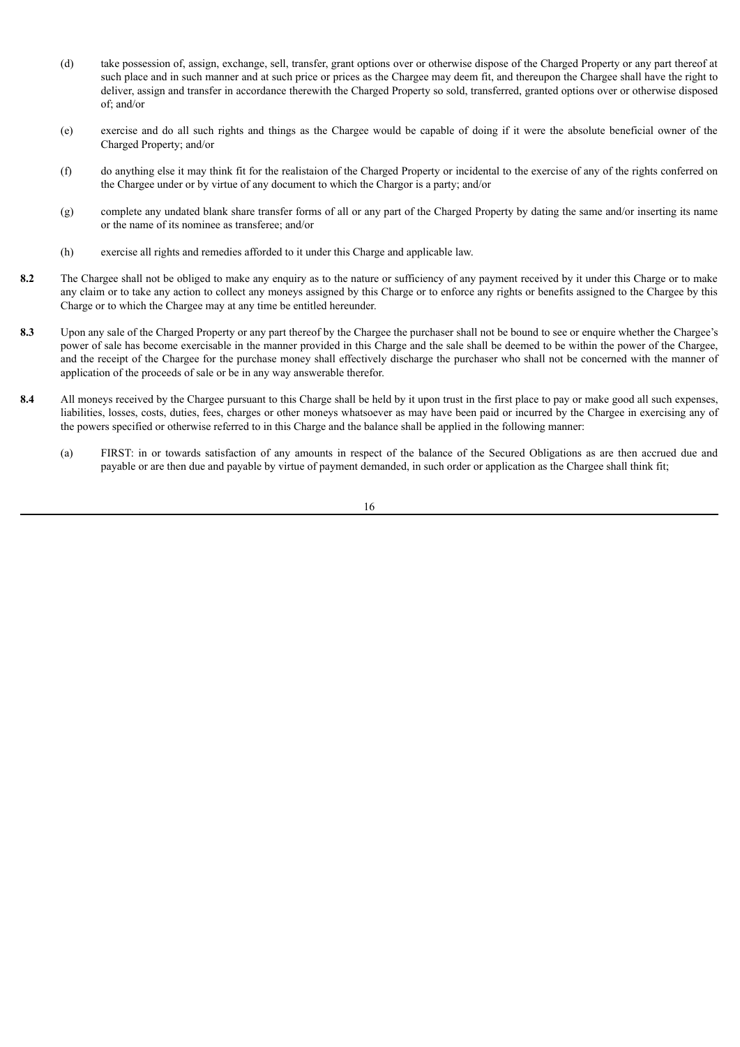(d) take possession of, assign, exchange, sell, transfer, grant options over or otherwise dispose of the Charged Property or any part thereof at such place and in such manner and at such price or prices as the Chargee may deem fit, and thereupon the Chargee shall have the right to deliver, assign and transfer in accordance therewith the Charged Property so sold, transferred, granted options over or otherwise disposed of; and/or

(e) exercise and do all such rights and things as the Chargee would be capable of doing if it were the absolute beneficial owner of the Charged Property; and/or

(f) do anything else it may think fit for the realistaion of the Charged Property or incidental to the exercise of any of the rights conferred on the Chargee under or by virtue of any document to which the Chargor is a party; and/or

(g) complete any undated blank share transfer forms of all or any part of the Charged Property by dating the same and/or inserting its name or the name of its nominee as transferee; and/or

(h) exercise all rights and remedies afforded to it under this Charge and applicable law.

**8.2** The Chargee shall not be obliged to make any enquiry as to the nature or sufficiency of any payment received by it under this Charge or to make any claim or to take any action to collect any moneys assigned by this Charge or to enforce any rights or benefits assigned to the Chargee by this Charge or to which the Chargee may at any time be entitled hereunder.

**8.3** Upon any sale of the Charged Property or any part thereof by the Chargee the purchaser shall not be bound to see or enquire whether the Chargee's power of sale has become exercisable in the manner provided in this Charge and the sale shall be deemed to be within the power of the Chargee, and the receipt of the Chargee for the purchase money shall effectively discharge the purchaser who shall not be concerned with the manner of application of the proceeds of sale or be in any way answerable therefor.

**8.4** All moneys received by the Chargee pursuant to this Charge shall be held by it upon trust in the first place to pay or make good all such expenses, liabilities, losses, costs, duties, fees, charges or other moneys whatsoever as may have been paid or incurred by the Chargee in exercising any of the powers specified or otherwise referred to in this Charge and the balance shall be applied in the following manner:

(a) FIRST: in or towards satisfaction of any amounts in respect of the balance of the Secured Obligations as are then accrued due and payable or are then due and payable by virtue of payment demanded, in such order or application as the Chargee shall think fit;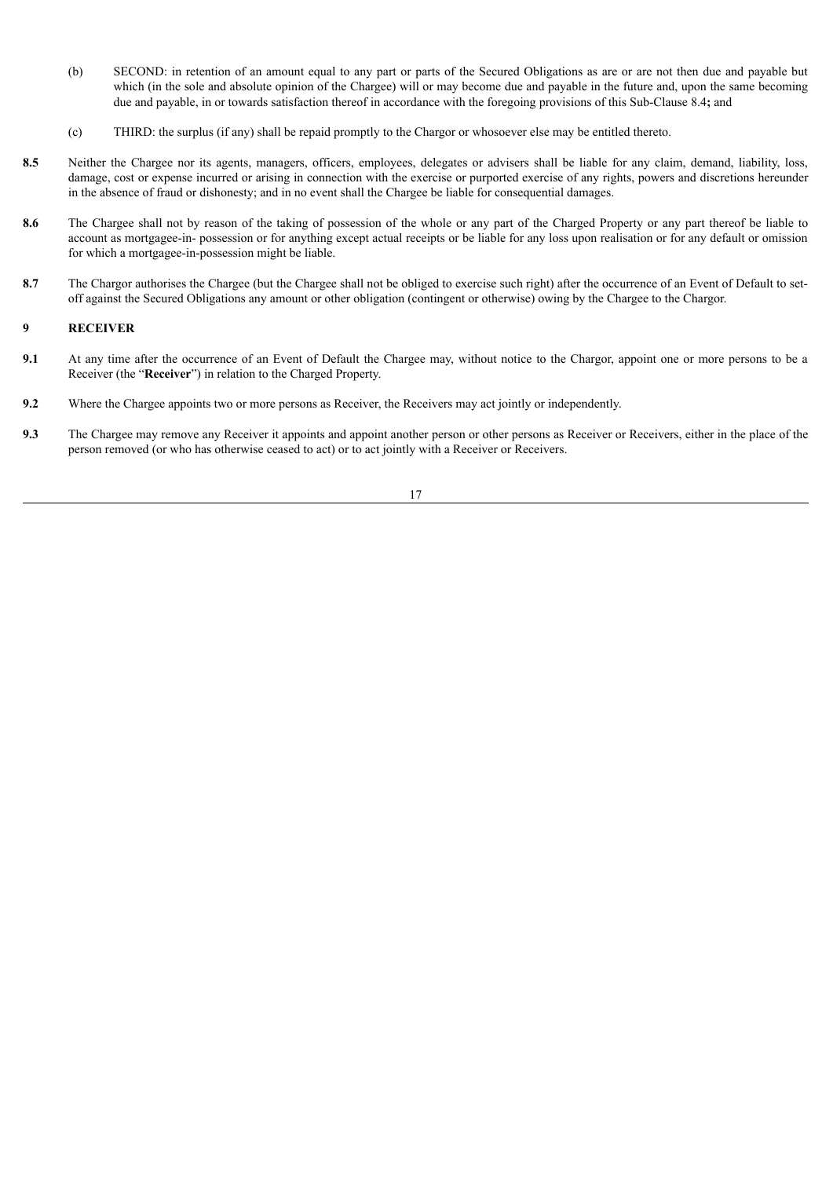(b) SECOND: in retention of an amount equal to any part or parts of the Secured Obligations as are or are not then due and payable but which (in the sole and absolute opinion of the Chargee) will or may become due and payable in the future and, upon the same becoming due and payable, in or towards satisfaction thereof in accordance with the foregoing provisions of this Sub-Clause 8.4**;** and

(c) THIRD: the surplus (if any) shall be repaid promptly to the Chargor or whosoever else may be entitled thereto.

**8.5** Neither the Chargee nor its agents, managers, officers, employees, delegates or advisers shall be liable for any claim, demand, liability, loss, damage, cost or expense incurred or arising in connection with the exercise or purported exercise of any rights, powers and discretions hereunder in the absence of fraud or dishonesty; and in no event shall the Chargee be liable for consequential damages.

**8.6** The Chargee shall not by reason of the taking of possession of the whole or any part of the Charged Property or any part thereof be liable to account as mortgagee-in- possession or for anything except actual receipts or be liable for any loss upon realisation or for any default or omission for which a mortgagee-in-possession might be liable.

**8.7** The Chargor authorises the Chargee (but the Chargee shall not be obliged to exercise such right) after the occurrence of an Event of Default to set-off against the Secured Obligations any amount or other obligation (contingent or otherwise) owing by the Chargee to the Chargor.

## 9 RECEIVER

**9.1** At any time after the occurrence of an Event of Default the Chargee may, without notice to the Chargor, appoint one or more persons to be a Receiver (the "**Receiver**") in relation to the Charged Property.

**9.2** Where the Chargee appoints two or more persons as Receiver, the Receivers may act jointly or independently.

**9.3** The Chargee may remove any Receiver it appoints and appoint another person or other persons as Receiver or Receivers, either in the place of the person removed (or who has otherwise ceased to act) or to act jointly with a Receiver or Receivers.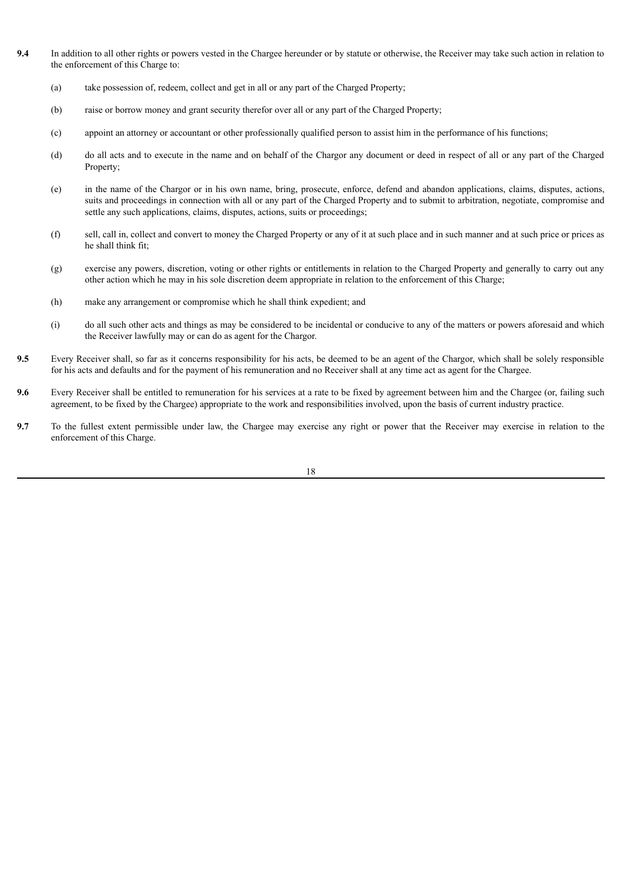**9.4** In addition to all other rights or powers vested in the Chargee hereunder or by statute or otherwise, the Receiver may take such action in relation to the enforcement of this Charge to:

(a) take possession of, redeem, collect and get in all or any part of the Charged Property;

(b) raise or borrow money and grant security therefor over all or any part of the Charged Property;

(c) appoint an attorney or accountant or other professionally qualified person to assist him in the performance of his functions;

(d) do all acts and to execute in the name and on behalf of the Chargor any document or deed in respect of all or any part of the Charged Property;

(e) in the name of the Chargor or in his own name, bring, prosecute, enforce, defend and abandon applications, claims, disputes, actions, suits and proceedings in connection with all or any part of the Charged Property and to submit to arbitration, negotiate, compromise and settle any such applications, claims, disputes, actions, suits or proceedings;

(f) sell, call in, collect and convert to money the Charged Property or any of it at such place and in such manner and at such price or prices as he shall think fit;

(g) exercise any powers, discretion, voting or other rights or entitlements in relation to the Charged Property and generally to carry out any other action which he may in his sole discretion deem appropriate in relation to the enforcement of this Charge;

(h) make any arrangement or compromise which he shall think expedient; and

(i) do all such other acts and things as may be considered to be incidental or conducive to any of the matters or powers aforesaid and which the Receiver lawfully may or can do as agent for the Chargor.

**9.5** Every Receiver shall, so far as it concerns responsibility for his acts, be deemed to be an agent of the Chargor, which shall be solely responsible for his acts and defaults and for the payment of his remuneration and no Receiver shall at any time act as agent for the Chargee.

**9.6** Every Receiver shall be entitled to remuneration for his services at a rate to be fixed by agreement between him and the Chargee (or, failing such agreement, to be fixed by the Chargee) appropriate to the work and responsibilities involved, upon the basis of current industry practice.

**9.7** To the fullest extent permissible under law, the Chargee may exercise any right or power that the Receiver may exercise in relation to the enforcement of this Charge.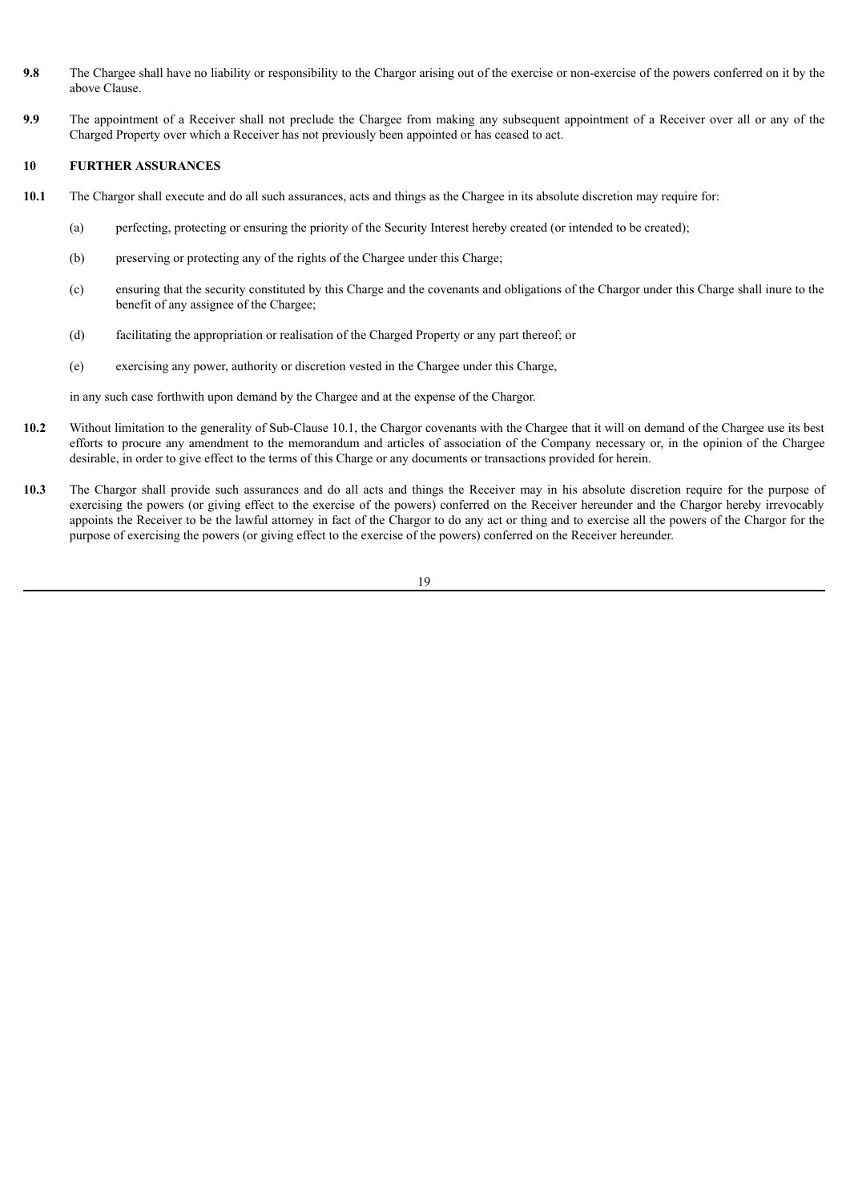**9.8** The Chargee shall have no liability or responsibility to the Chargor arising out of the exercise or non-exercise of the powers conferred on it by the above Clause.

**9.9** The appointment of a Receiver shall not preclude the Chargee from making any subsequent appointment of a Receiver over all or any of the Charged Property over which a Receiver has not previously been appointed or has ceased to act.

## 10 FURTHER ASSURANCES

**10.1** The Chargor shall execute and do all such assurances, acts and things as the Chargee in its absolute discretion may require for:

(a) perfecting, protecting or ensuring the priority of the Security Interest hereby created (or intended to be created);

(b) preserving or protecting any of the rights of the Chargee under this Charge;

(c) ensuring that the security constituted by this Charge and the covenants and obligations of the Chargor under this Charge shall inure to the benefit of any assignee of the Chargee;

(d) facilitating the appropriation or realisation of the Charged Property or any part thereof; or

(e) exercising any power, authority or discretion vested in the Chargee under this Charge,

in any such case forthwith upon demand by the Chargee and at the expense of the Chargor.

**10.2** Without limitation to the generality of Sub-Clause 10.1, the Chargor covenants with the Chargee that it will on demand of the Chargee use its best efforts to procure any amendment to the memorandum and articles of association of the Company necessary or, in the opinion of the Chargee desirable, in order to give effect to the terms of this Charge or any documents or transactions provided for herein.

**10.3** The Chargor shall provide such assurances and do all acts and things the Receiver may in his absolute discretion require for the purpose of exercising the powers (or giving effect to the exercise of the powers) conferred on the Receiver hereunder and the Chargor hereby irrevocably appoints the Receiver to be the lawful attorney in fact of the Chargor to do any act or thing and to exercise all the powers of the Chargor for the purpose of exercising the powers (or giving effect to the exercise of the powers) conferred on the Receiver hereunder.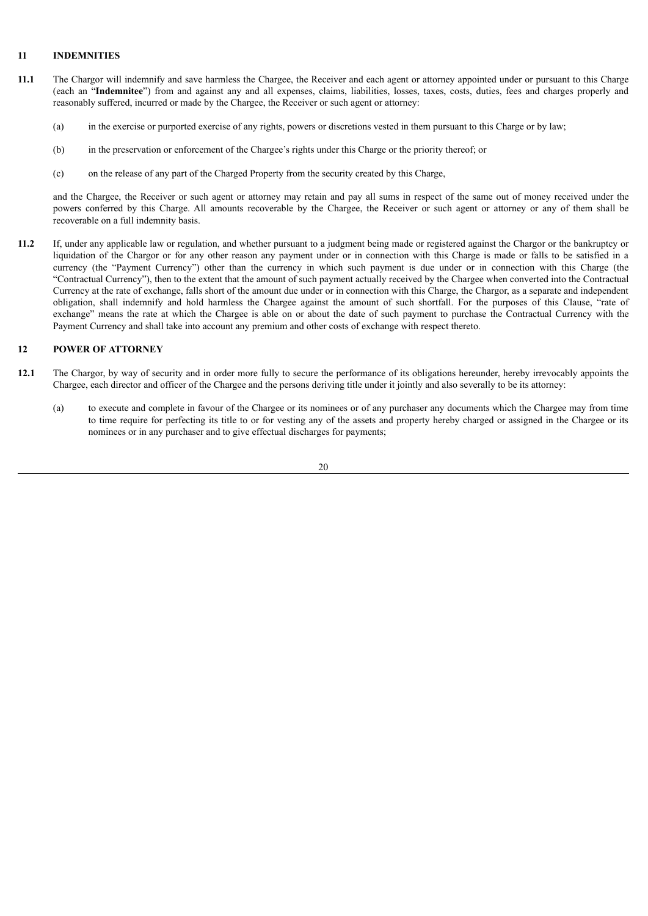## 11 INDEMNITIES

**11.1** The Chargor will indemnify and save harmless the Chargee, the Receiver and each agent or attorney appointed under or pursuant to this Charge (each an "**Indemnitee**") from and against any and all expenses, claims, liabilities, losses, taxes, costs, duties, fees and charges properly and reasonably suffered, incurred or made by the Chargee, the Receiver or such agent or attorney:

(a) in the exercise or purported exercise of any rights, powers or discretions vested in them pursuant to this Charge or by law;

(b) in the preservation or enforcement of the Chargee's rights under this Charge or the priority thereof; or

(c) on the release of any part of the Charged Property from the security created by this Charge,

and the Chargee, the Receiver or such agent or attorney may retain and pay all sums in respect of the same out of money received under the powers conferred by this Charge. All amounts recoverable by the Chargee, the Receiver or such agent or attorney or any of them shall be recoverable on a full indemnity basis.

**11.2** If, under any applicable law or regulation, and whether pursuant to a judgment being made or registered against the Chargor or the bankruptcy or liquidation of the Chargor or for any other reason any payment under or in connection with this Charge is made or falls to be satisfied in a currency (the "Payment Currency") other than the currency in which such payment is due under or in connection with this Charge (the "Contractual Currency"), then to the extent that the amount of such payment actually received by the Chargee when converted into the Contractual Currency at the rate of exchange, falls short of the amount due under or in connection with this Charge, the Chargor, as a separate and independent obligation, shall indemnify and hold harmless the Chargee against the amount of such shortfall. For the purposes of this Clause, "rate of exchange" means the rate at which the Chargee is able on or about the date of such payment to purchase the Contractual Currency with the Payment Currency and shall take into account any premium and other costs of exchange with respect thereto.

## 12 POWER OF ATTORNEY

**12.1** The Chargor, by way of security and in order more fully to secure the performance of its obligations hereunder, hereby irrevocably appoints the Chargee, each director and officer of the Chargee and the persons deriving title under it jointly and also severally to be its attorney:

(a) to execute and complete in favour of the Chargee or its nominees or of any purchaser any documents which the Chargee may from time to time require for perfecting its title to or for vesting any of the assets and property hereby charged or assigned in the Chargee or its nominees or in any purchaser and to give effectual discharges for payments;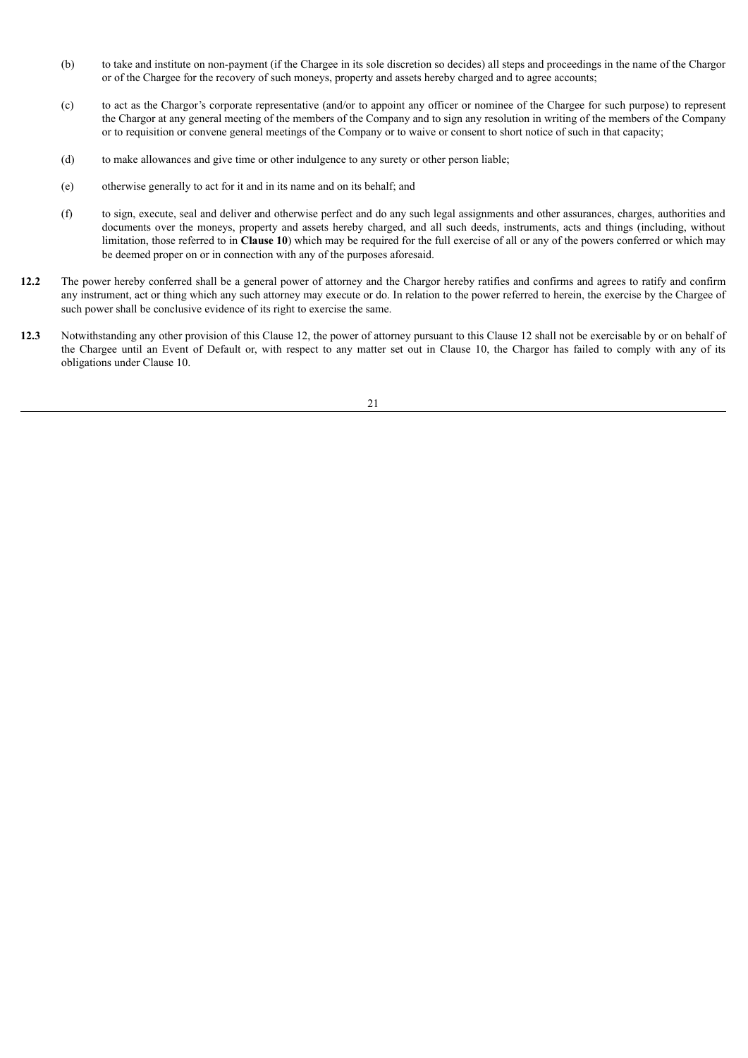(b) to take and institute on non-payment (if the Chargee in its sole discretion so decides) all steps and proceedings in the name of the Chargor or of the Chargee for the recovery of such moneys, property and assets hereby charged and to agree accounts;

(c) to act as the Chargor's corporate representative (and/or to appoint any officer or nominee of the Chargee for such purpose) to represent the Chargor at any general meeting of the members of the Company and to sign any resolution in writing of the members of the Company or to requisition or convene general meetings of the Company or to waive or consent to short notice of such in that capacity;

(d) to make allowances and give time or other indulgence to any surety or other person liable;

(e) otherwise generally to act for it and in its name and on its behalf; and

(f) to sign, execute, seal and deliver and otherwise perfect and do any such legal assignments and other assurances, charges, authorities and documents over the moneys, property and assets hereby charged, and all such deeds, instruments, acts and things (including, without limitation, those referred to in **Clause 10**) which may be required for the full exercise of all or any of the powers conferred or which may be deemed proper on or in connection with any of the purposes aforesaid.

**12.2** The power hereby conferred shall be a general power of attorney and the Chargor hereby ratifies and confirms and agrees to ratify and confirm any instrument, act or thing which any such attorney may execute or do. In relation to the power referred to herein, the exercise by the Chargee of such power shall be conclusive evidence of its right to exercise the same.

**12.3** Notwithstanding any other provision of this Clause 12, the power of attorney pursuant to this Clause 12 shall not be exercisable by or on behalf of the Chargee until an Event of Default or, with respect to any matter set out in Clause 10, the Chargor has failed to comply with any of its obligations under Clause 10.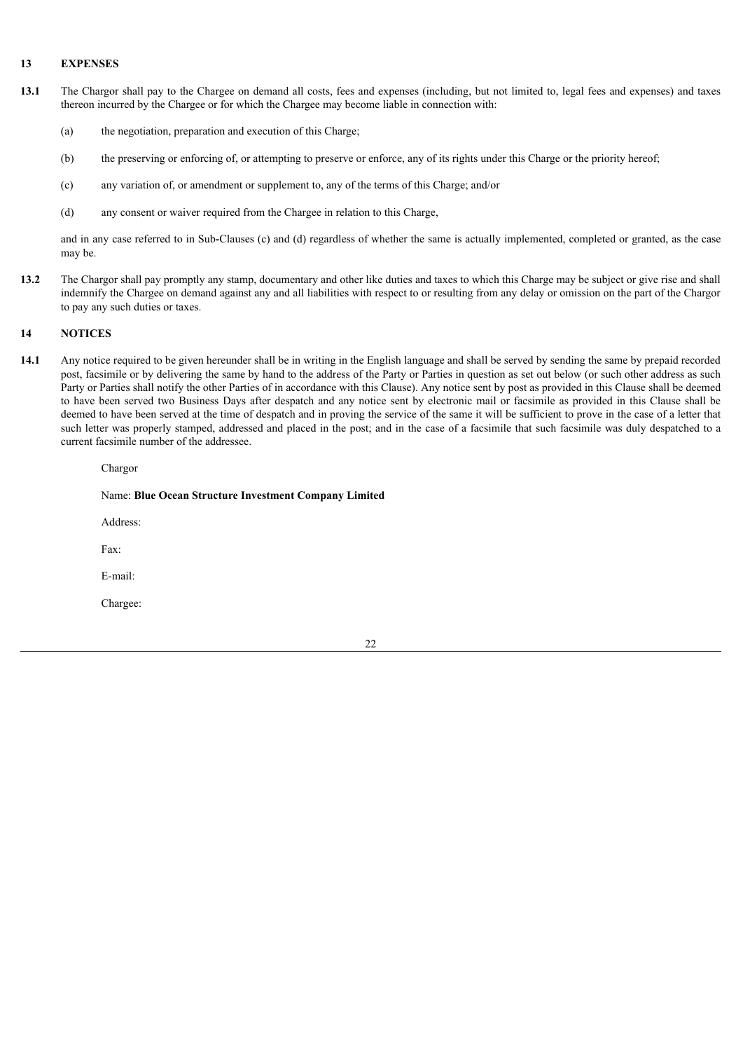## 13 EXPENSES

**13.1** The Chargor shall pay to the Chargee on demand all costs, fees and expenses (including, but not limited to, legal fees and expenses) and taxes thereon incurred by the Chargee or for which the Chargee may become liable in connection with:

(a) the negotiation, preparation and execution of this Charge;

(b) the preserving or enforcing of, or attempting to preserve or enforce, any of its rights under this Charge or the priority hereof;

(c) any variation of, or amendment or supplement to, any of the terms of this Charge; and/or

(d) any consent or waiver required from the Chargee in relation to this Charge,

and in any case referred to in Sub-Clauses (c) and (d) regardless of whether the same is actually implemented, completed or granted, as the case may be.

**13.2** The Chargor shall pay promptly any stamp, documentary and other like duties and taxes to which this Charge may be subject or give rise and shall indemnify the Chargee on demand against any and all liabilities with respect to or resulting from any delay or omission on the part of the Chargor to pay any such duties or taxes.

## 14 NOTICES

**14.1** Any notice required to be given hereunder shall be in writing in the English language and shall be served by sending the same by prepaid recorded post, facsimile or by delivering the same by hand to the address of the Party or Parties in question as set out below (or such other address as such Party or Parties shall notify the other Parties of in accordance with this Clause). Any notice sent by post as provided in this Clause shall be deemed to have been served two Business Days after despatch and any notice sent by electronic mail or facsimile as provided in this Clause shall be deemed to have been served at the time of despatch and in proving the service of the same it will be sufficient to prove in the case of a letter that such letter was properly stamped, addressed and placed in the post; and in the case of a facsimile that such facsimile was duly despatched to a current facsimile number of the addressee.

Chargor

Name: **Blue Ocean Structure Investment Company Limited**

Address:

Fax:

E-mail:

Chargee: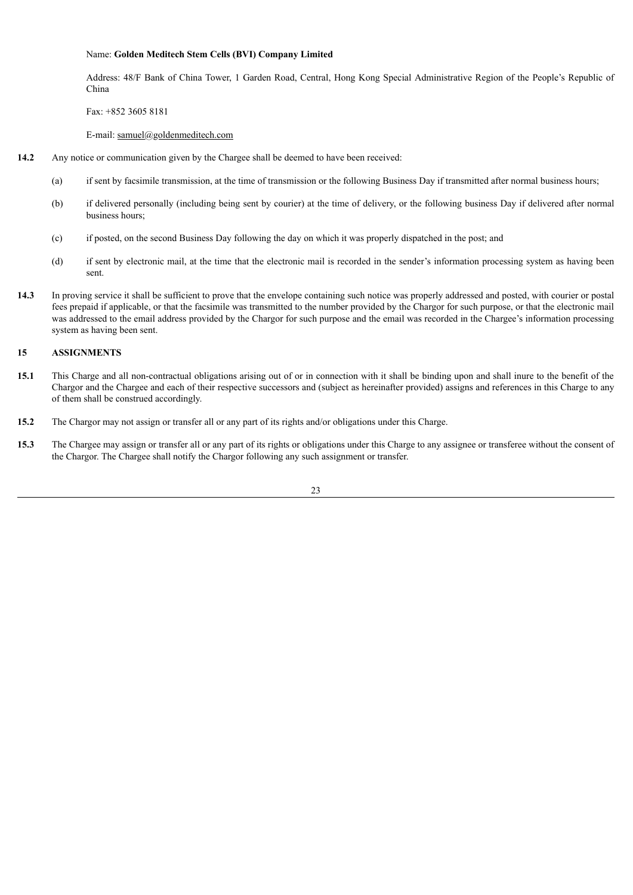Name: **Golden Meditech Stem Cells (BVI) Company Limited**

Address: 48/F Bank of China Tower, 1 Garden Road, Central, Hong Kong Special Administrative Region of the People's Republic of China

Fax: +852 3605 8181

E-mail: samuel@goldenmeditech.com

**14.2** Any notice or communication given by the Chargee shall be deemed to have been received:

(a) if sent by facsimile transmission, at the time of transmission or the following Business Day if transmitted after normal business hours;

(b) if delivered personally (including being sent by courier) at the time of delivery, or the following business Day if delivered after normal business hours;

(c) if posted, on the second Business Day following the day on which it was properly dispatched in the post; and

(d) if sent by electronic mail, at the time that the electronic mail is recorded in the sender's information processing system as having been sent.

**14.3** In proving service it shall be sufficient to prove that the envelope containing such notice was properly addressed and posted, with courier or postal fees prepaid if applicable, or that the facsimile was transmitted to the number provided by the Chargor for such purpose, or that the electronic mail was addressed to the email address provided by the Chargor for such purpose and the email was recorded in the Chargee's information processing system as having been sent.

## 15 ASSIGNMENTS

**15.1** This Charge and all non-contractual obligations arising out of or in connection with it shall be binding upon and shall inure to the benefit of the Chargor and the Chargee and each of their respective successors and (subject as hereinafter provided) assigns and references in this Charge to any of them shall be construed accordingly.

**15.2** The Chargor may not assign or transfer all or any part of its rights and/or obligations under this Charge.

**15.3** The Chargee may assign or transfer all or any part of its rights or obligations under this Charge to any assignee or transferee without the consent of the Chargor. The Chargee shall notify the Chargor following any such assignment or transfer.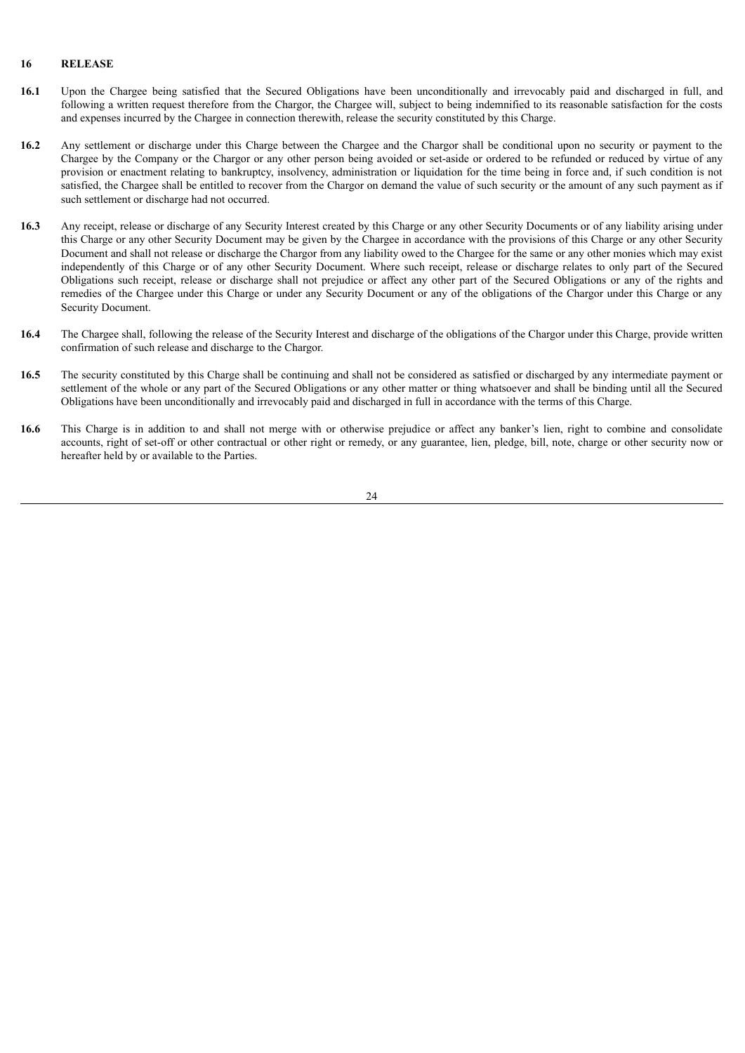## 16 RELEASE

**16.1** Upon the Chargee being satisfied that the Secured Obligations have been unconditionally and irrevocably paid and discharged in full, and following a written request therefore from the Chargor, the Chargee will, subject to being indemnified to its reasonable satisfaction for the costs and expenses incurred by the Chargee in connection therewith, release the security constituted by this Charge.

**16.2** Any settlement or discharge under this Charge between the Chargee and the Chargor shall be conditional upon no security or payment to the Chargee by the Company or the Chargor or any other person being avoided or set-aside or ordered to be refunded or reduced by virtue of any provision or enactment relating to bankruptcy, insolvency, administration or liquidation for the time being in force and, if such condition is not satisfied, the Chargee shall be entitled to recover from the Chargor on demand the value of such security or the amount of any such payment as if such settlement or discharge had not occurred.

**16.3** Any receipt, release or discharge of any Security Interest created by this Charge or any other Security Documents or of any liability arising under this Charge or any other Security Document may be given by the Chargee in accordance with the provisions of this Charge or any other Security Document and shall not release or discharge the Chargor from any liability owed to the Chargee for the same or any other monies which may exist independently of this Charge or of any other Security Document. Where such receipt, release or discharge relates to only part of the Secured Obligations such receipt, release or discharge shall not prejudice or affect any other part of the Secured Obligations or any of the rights and remedies of the Chargee under this Charge or under any Security Document or any of the obligations of the Chargor under this Charge or any Security Document.

**16.4** The Chargee shall, following the release of the Security Interest and discharge of the obligations of the Chargor under this Charge, provide written confirmation of such release and discharge to the Chargor.

**16.5** The security constituted by this Charge shall be continuing and shall not be considered as satisfied or discharged by any intermediate payment or settlement of the whole or any part of the Secured Obligations or any other matter or thing whatsoever and shall be binding until all the Secured Obligations have been unconditionally and irrevocably paid and discharged in full in accordance with the terms of this Charge.

**16.6** This Charge is in addition to and shall not merge with or otherwise prejudice or affect any banker's lien, right to combine and consolidate accounts, right of set-off or other contractual or other right or remedy, or any guarantee, lien, pledge, bill, note, charge or other security now or hereafter held by or available to the Parties.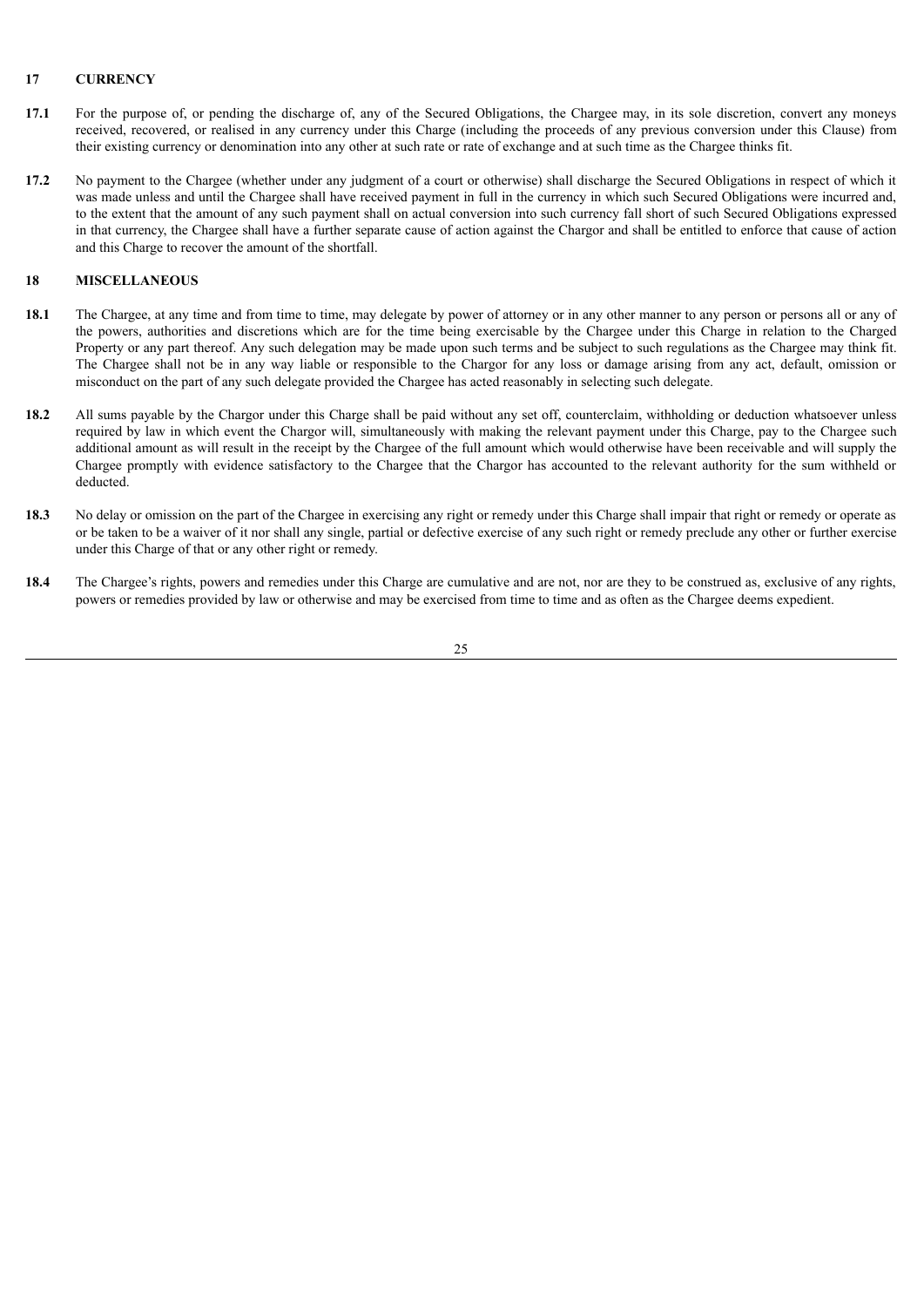## 17 CURRENCY

**17.1** For the purpose of, or pending the discharge of, any of the Secured Obligations, the Chargee may, in its sole discretion, convert any moneys received, recovered, or realised in any currency under this Charge (including the proceeds of any previous conversion under this Clause) from their existing currency or denomination into any other at such rate or rate of exchange and at such time as the Chargee thinks fit.

**17.2** No payment to the Chargee (whether under any judgment of a court or otherwise) shall discharge the Secured Obligations in respect of which it was made unless and until the Chargee shall have received payment in full in the currency in which such Secured Obligations were incurred and, to the extent that the amount of any such payment shall on actual conversion into such currency fall short of such Secured Obligations expressed in that currency, the Chargee shall have a further separate cause of action against the Chargor and shall be entitled to enforce that cause of action and this Charge to recover the amount of the shortfall.

## 18 MISCELLANEOUS

**18.1** The Chargee, at any time and from time to time, may delegate by power of attorney or in any other manner to any person or persons all or any of the powers, authorities and discretions which are for the time being exercisable by the Chargee under this Charge in relation to the Charged Property or any part thereof. Any such delegation may be made upon such terms and be subject to such regulations as the Chargee may think fit. The Chargee shall not be in any way liable or responsible to the Chargor for any loss or damage arising from any act, default, omission or misconduct on the part of any such delegate provided the Chargee has acted reasonably in selecting such delegate.

**18.2** All sums payable by the Chargor under this Charge shall be paid without any set off, counterclaim, withholding or deduction whatsoever unless required by law in which event the Chargor will, simultaneously with making the relevant payment under this Charge, pay to the Chargee such additional amount as will result in the receipt by the Chargee of the full amount which would otherwise have been receivable and will supply the Chargee promptly with evidence satisfactory to the Chargee that the Chargor has accounted to the relevant authority for the sum withheld or deducted.

**18.3** No delay or omission on the part of the Chargee in exercising any right or remedy under this Charge shall impair that right or remedy or operate as or be taken to be a waiver of it nor shall any single, partial or defective exercise of any such right or remedy preclude any other or further exercise under this Charge of that or any other right or remedy.

**18.4** The Chargee's rights, powers and remedies under this Charge are cumulative and are not, nor are they to be construed as, exclusive of any rights, powers or remedies provided by law or otherwise and may be exercised from time to time and as often as the Chargee deems expedient.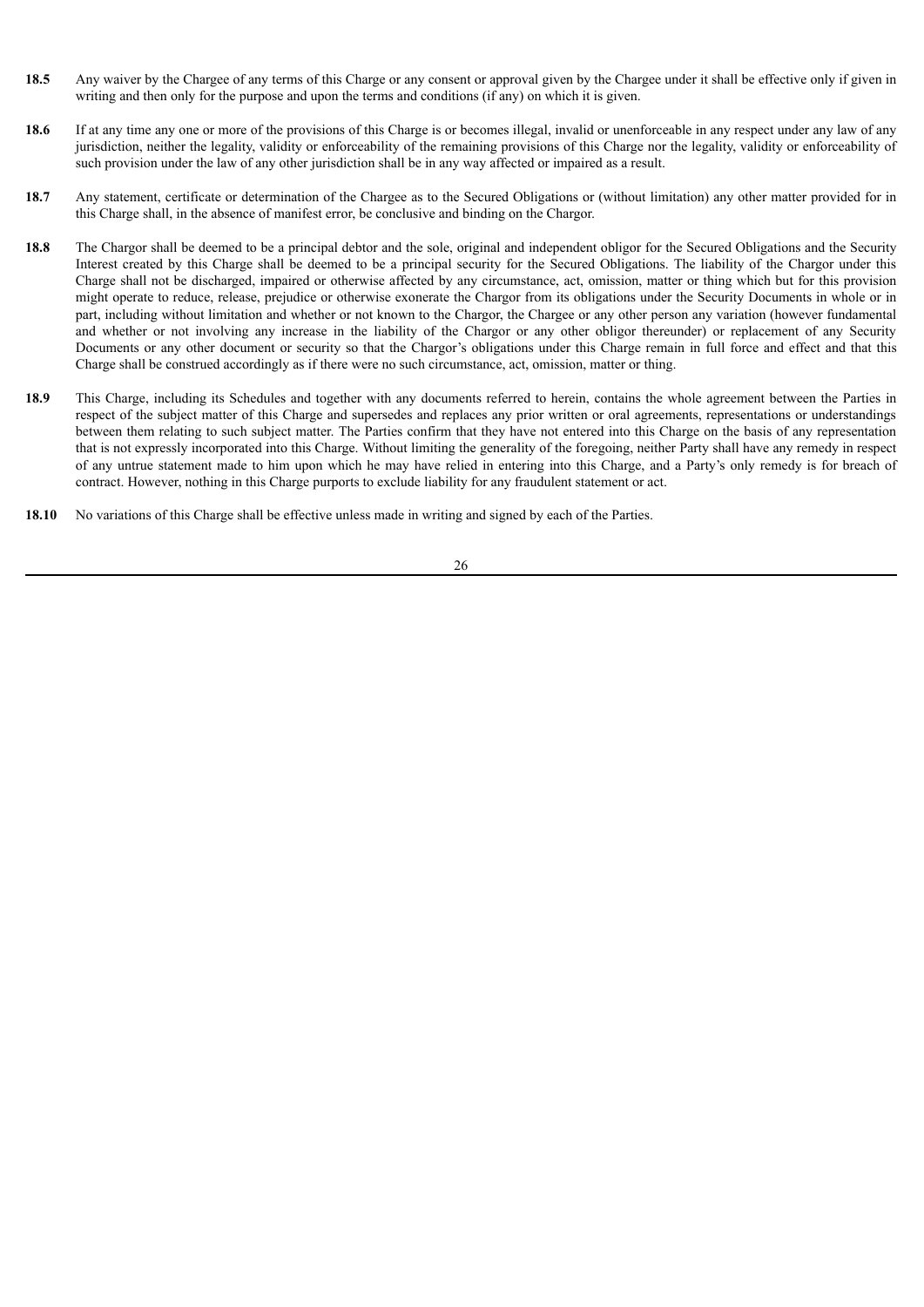**18.5** Any waiver by the Chargee of any terms of this Charge or any consent or approval given by the Chargee under it shall be effective only if given in writing and then only for the purpose and upon the terms and conditions (if any) on which it is given.

**18.6** If at any time any one or more of the provisions of this Charge is or becomes illegal, invalid or unenforceable in any respect under any law of any jurisdiction, neither the legality, validity or enforceability of the remaining provisions of this Charge nor the legality, validity or enforceability of such provision under the law of any other jurisdiction shall be in any way affected or impaired as a result.

**18.7** Any statement, certificate or determination of the Chargee as to the Secured Obligations or (without limitation) any other matter provided for in this Charge shall, in the absence of manifest error, be conclusive and binding on the Chargor.

**18.8** The Chargor shall be deemed to be a principal debtor and the sole, original and independent obligor for the Secured Obligations and the Security Interest created by this Charge shall be deemed to be a principal security for the Secured Obligations. The liability of the Chargor under this Charge shall not be discharged, impaired or otherwise affected by any circumstance, act, omission, matter or thing which but for this provision might operate to reduce, release, prejudice or otherwise exonerate the Chargor from its obligations under the Security Documents in whole or in part, including without limitation and whether or not known to the Chargor, the Chargee or any other person any variation (however fundamental and whether or not involving any increase in the liability of the Chargor or any other obligor thereunder) or replacement of any Security Documents or any other document or security so that the Chargor's obligations under this Charge remain in full force and effect and that this Charge shall be construed accordingly as if there were no such circumstance, act, omission, matter or thing.

**18.9** This Charge, including its Schedules and together with any documents referred to herein, contains the whole agreement between the Parties in respect of the subject matter of this Charge and supersedes and replaces any prior written or oral agreements, representations or understandings between them relating to such subject matter. The Parties confirm that they have not entered into this Charge on the basis of any representation that is not expressly incorporated into this Charge. Without limiting the generality of the foregoing, neither Party shall have any remedy in respect of any untrue statement made to him upon which he may have relied in entering into this Charge, and a Party's only remedy is for breach of contract. However, nothing in this Charge purports to exclude liability for any fraudulent statement or act.

**18.10** No variations of this Charge shall be effective unless made in writing and signed by each of the Parties.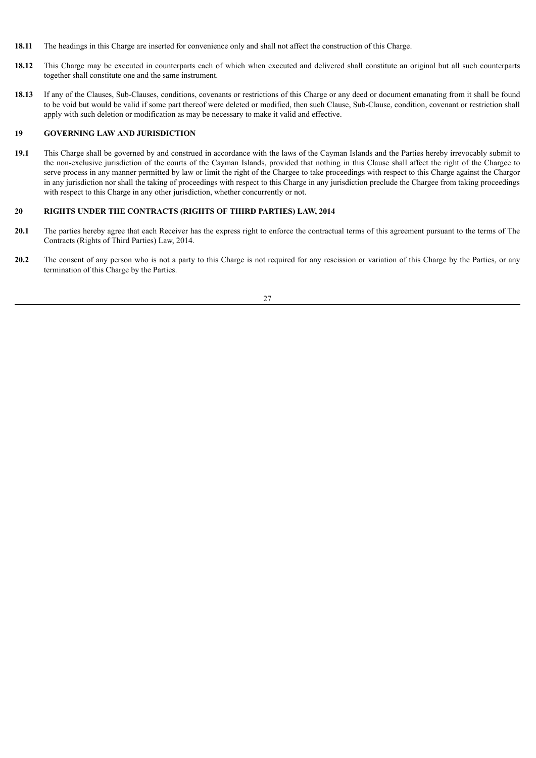**18.11** The headings in this Charge are inserted for convenience only and shall not affect the construction of this Charge.

**18.12** This Charge may be executed in counterparts each of which when executed and delivered shall constitute an original but all such counterparts together shall constitute one and the same instrument.

**18.13** If any of the Clauses, Sub-Clauses, conditions, covenants or restrictions of this Charge or any deed or document emanating from it shall be found to be void but would be valid if some part thereof were deleted or modified, then such Clause, Sub-Clause, condition, covenant or restriction shall apply with such deletion or modification as may be necessary to make it valid and effective.

## 19 GOVERNING LAW AND JURISDICTION

**19.1** This Charge shall be governed by and construed in accordance with the laws of the Cayman Islands and the Parties hereby irrevocably submit to the non-exclusive jurisdiction of the courts of the Cayman Islands, provided that nothing in this Clause shall affect the right of the Chargee to serve process in any manner permitted by law or limit the right of the Chargee to take proceedings with respect to this Charge against the Chargor in any jurisdiction nor shall the taking of proceedings with respect to this Charge in any jurisdiction preclude the Chargee from taking proceedings with respect to this Charge in any other jurisdiction, whether concurrently or not.

## 20 RIGHTS UNDER THE CONTRACTS (RIGHTS OF THIRD PARTIES) LAW, 2014

**20.1** The parties hereby agree that each Receiver has the express right to enforce the contractual terms of this agreement pursuant to the terms of The Contracts (Rights of Third Parties) Law, 2014.

**20.2** The consent of any person who is not a party to this Charge is not required for any rescission or variation of this Charge by the Parties, or any termination of this Charge by the Parties.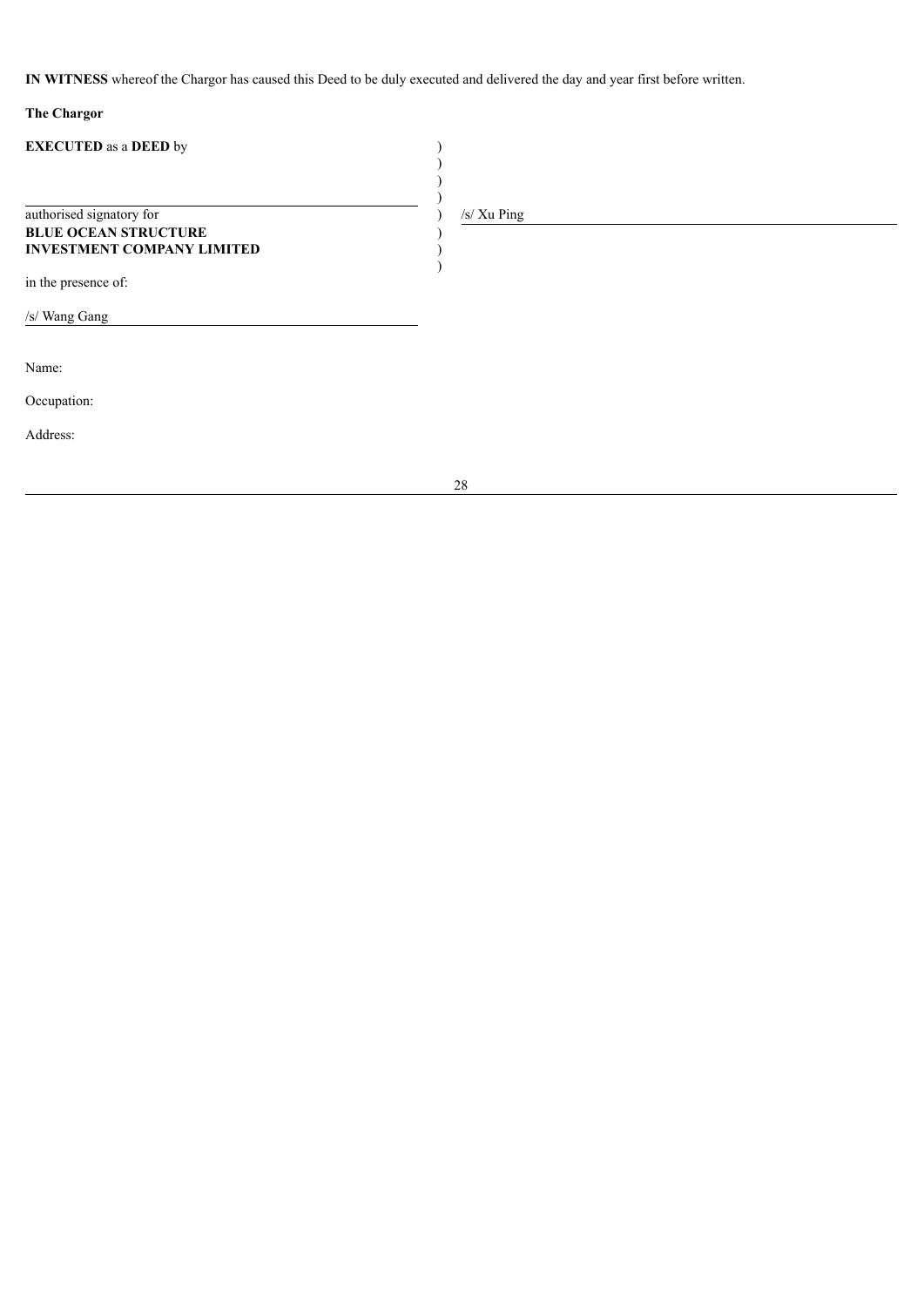**IN WITNESS** whereof the Chargor has caused this Deed to be duly executed and delivered the day and year first before written.

**The Chargor**

| | | |
|---|---|---|
| **EXECUTED** as a **DEED** by | ) | |
| | ) | |
| | ) | |
| | ) | |
| authorised signatory for | ) | /s/ Xu Ping |
| **BLUE OCEAN STRUCTURE** | ) | |
| **INVESTMENT COMPANY LIMITED** | ) | |
| | ) | |

in the presence of:

/s/ Wang Gang

Name:

Occupation:

Address: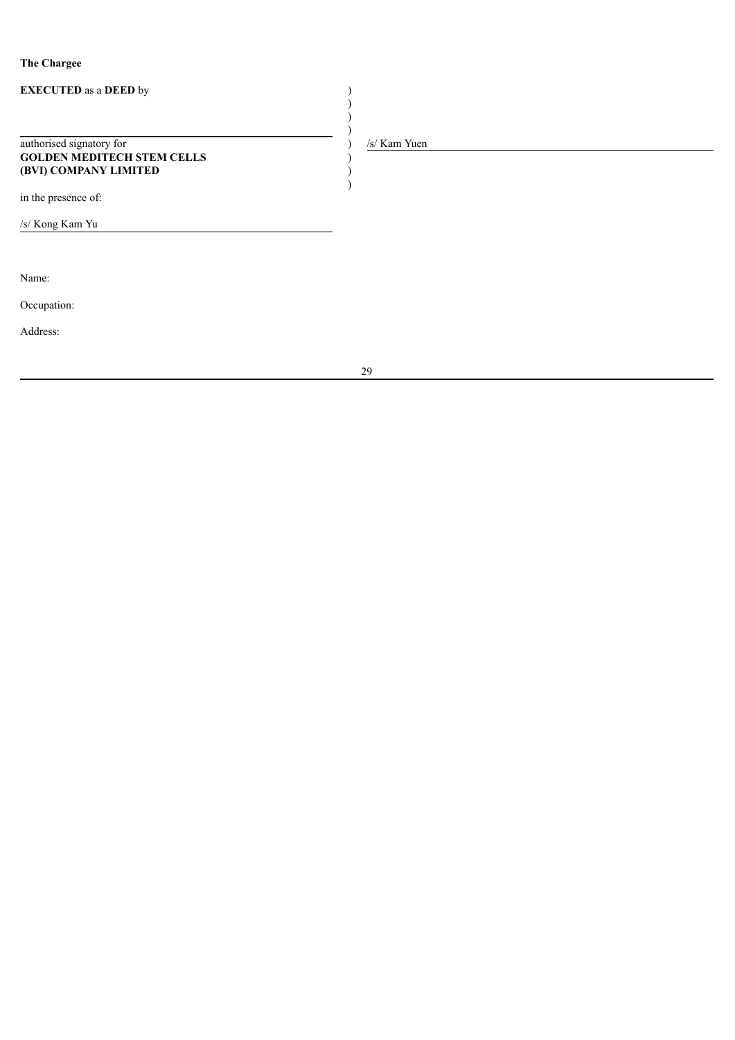**The Chargee**

| | | |
|---|---|---|
| **EXECUTED** as a **DEED** by | ) | |
| | ) | |
| | ) | |
| | ) | |
| authorised signatory for | ) | /s/ Kam Yuen |
| **GOLDEN MEDITECH STEM CELLS** | ) | |
| **(BVI) COMPANY LIMITED** | ) | |
| | ) | |

in the presence of:

/s/ Kong Kam Yu

Name:

Occupation:

Address: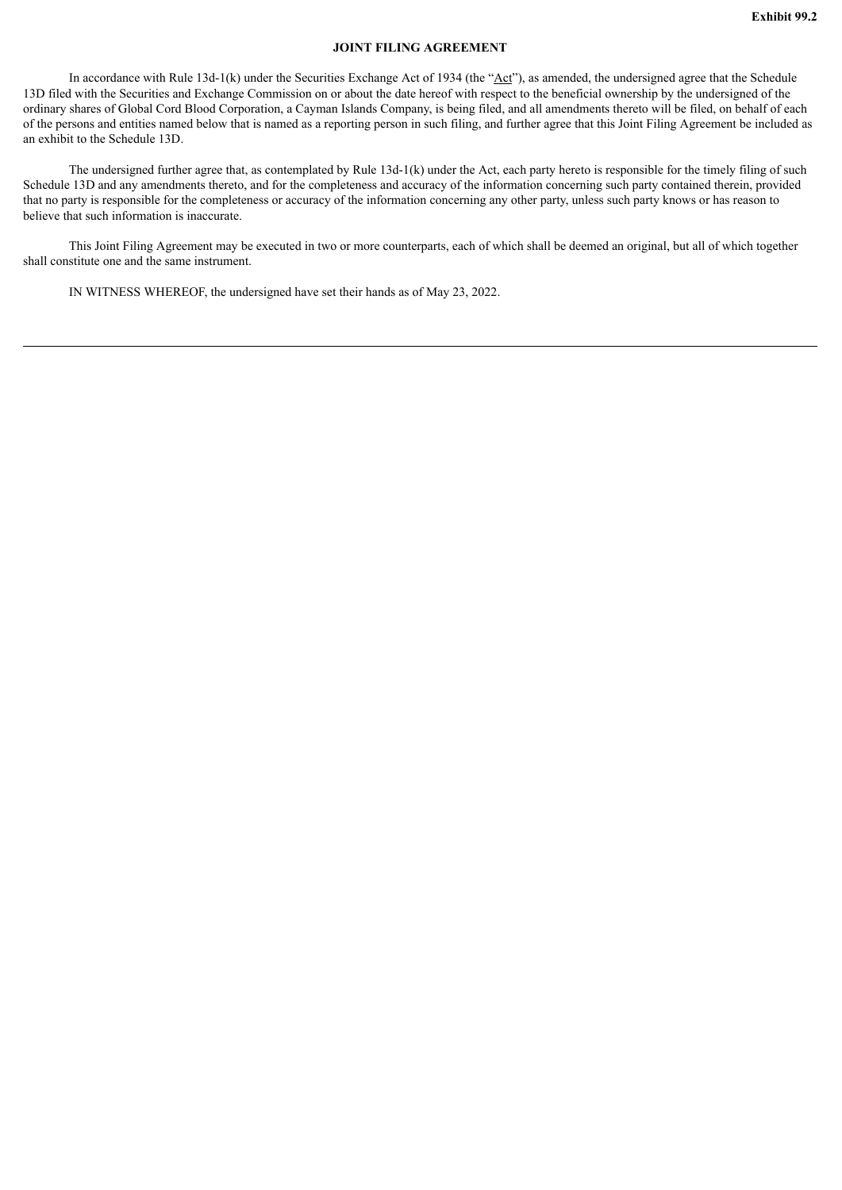**Exhibit 99.2**

**JOINT FILING AGREEMENT**

In accordance with Rule 13d-1(k) under the Securities Exchange Act of 1934 (the "Act"), as amended, the undersigned agree that the Schedule 13D filed with the Securities and Exchange Commission on or about the date hereof with respect to the beneficial ownership by the undersigned of the ordinary shares of Global Cord Blood Corporation, a Cayman Islands Company, is being filed, and all amendments thereto will be filed, on behalf of each of the persons and entities named below that is named as a reporting person in such filing, and further agree that this Joint Filing Agreement be included as an exhibit to the Schedule 13D.

The undersigned further agree that, as contemplated by Rule 13d-1(k) under the Act, each party hereto is responsible for the timely filing of such Schedule 13D and any amendments thereto, and for the completeness and accuracy of the information concerning such party contained therein, provided that no party is responsible for the completeness or accuracy of the information concerning any other party, unless such party knows or has reason to believe that such information is inaccurate.

This Joint Filing Agreement may be executed in two or more counterparts, each of which shall be deemed an original, but all of which together shall constitute one and the same instrument.

IN WITNESS WHEREOF, the undersigned have set their hands as of May 23, 2022.

---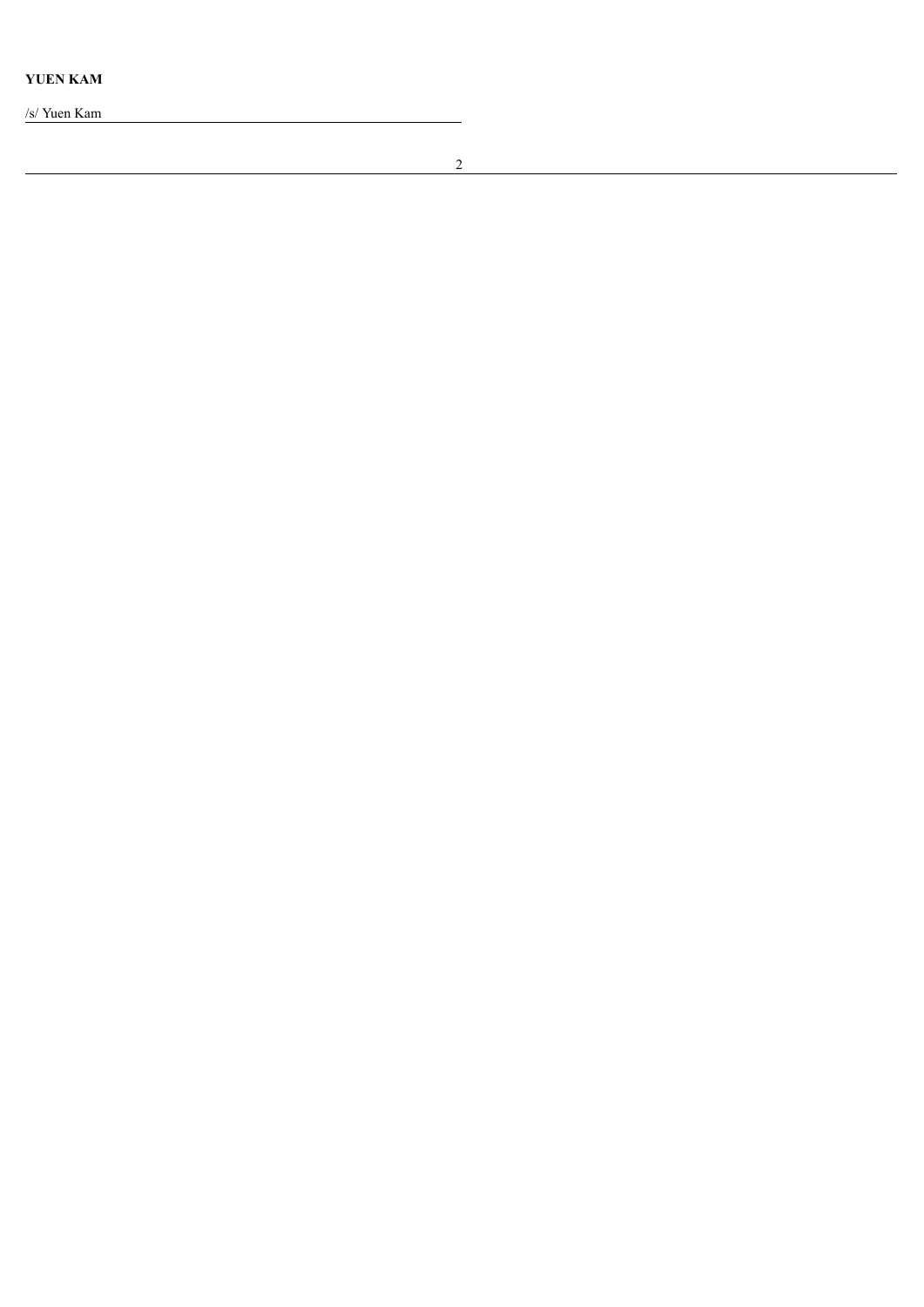**YUEN KAM**

/s/ Yuen Kam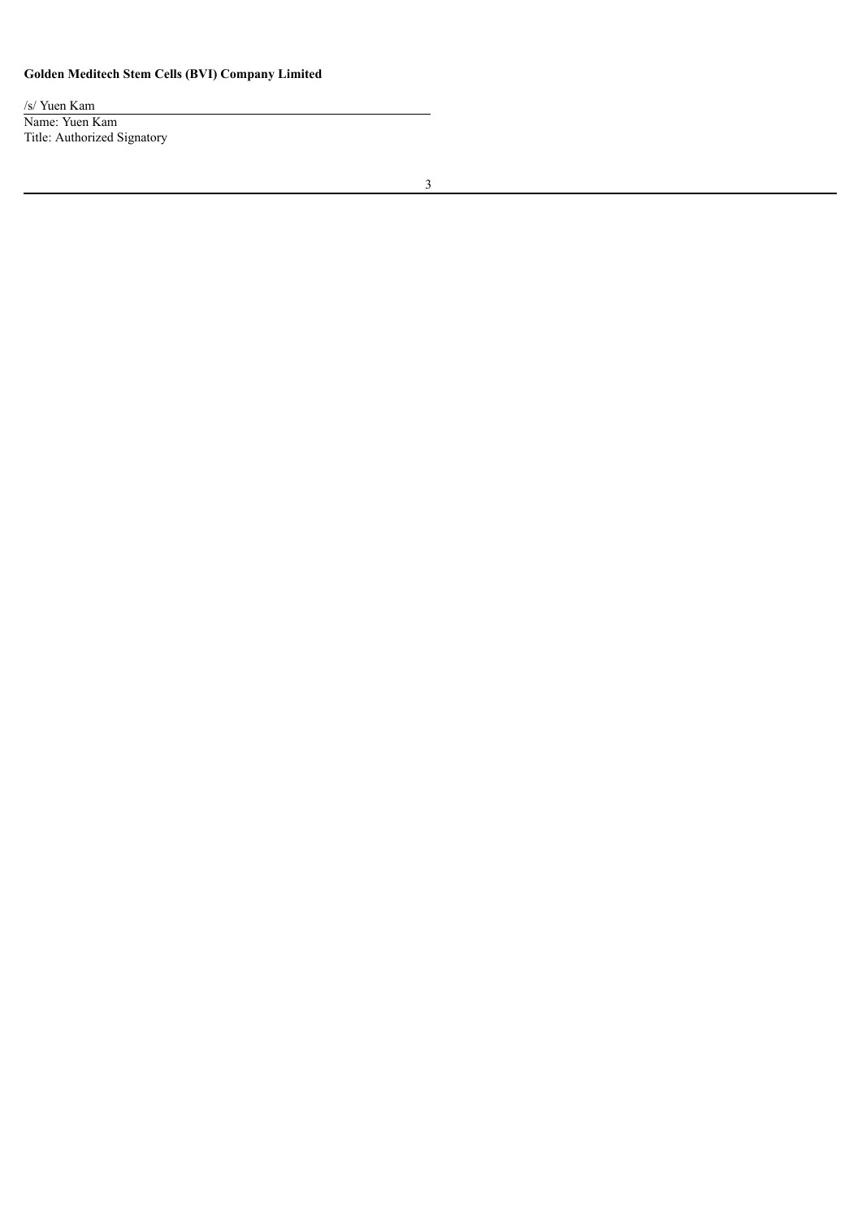**Golden Meditech Stem Cells (BVI) Company Limited**

/s/ Yuen Kam

Name: Yuen Kam

Title: Authorized Signatory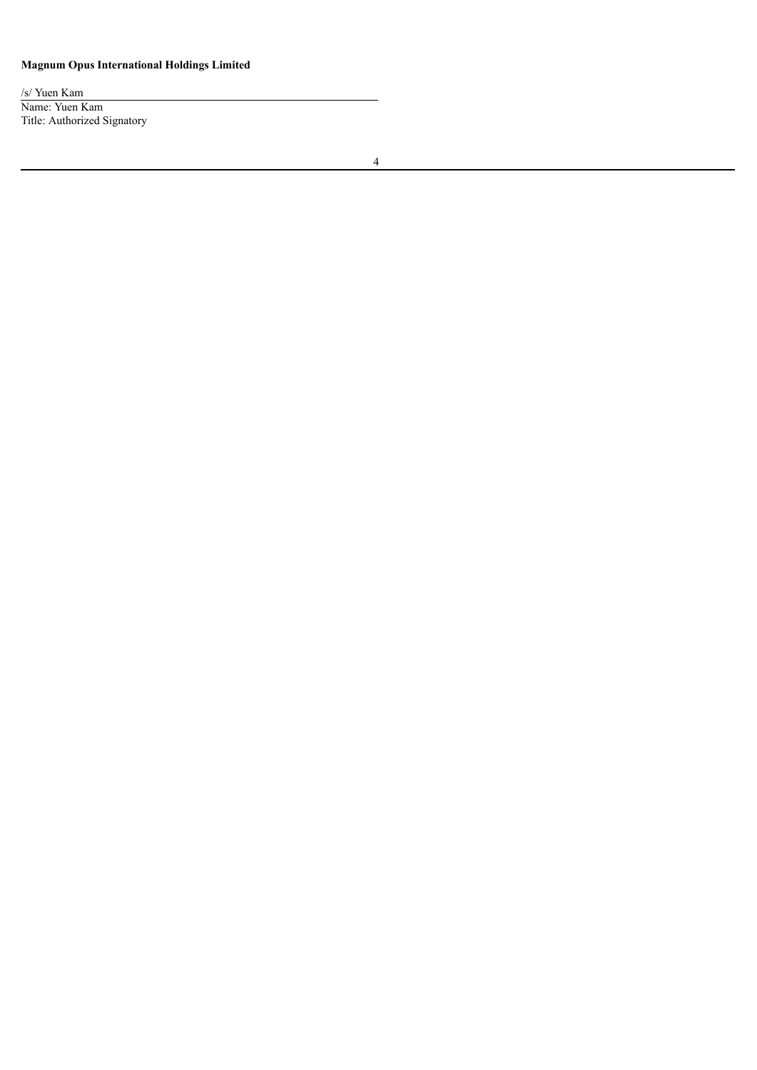**Magnum Opus International Holdings Limited**

/s/ Yuen Kam

Name: Yuen Kam

Title: Authorized Signatory